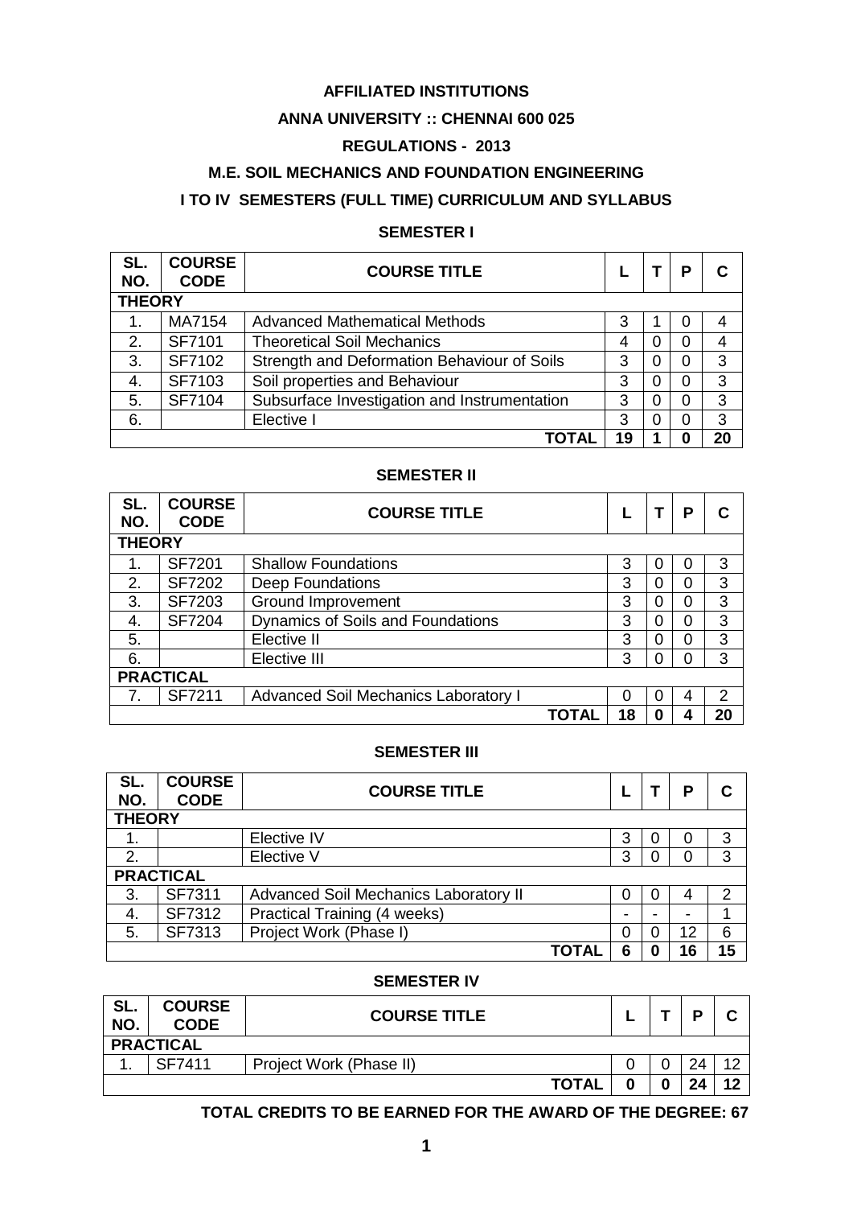**AFFILIATED INSTITUTIONS**

**ANNA UNIVERSITY :: CHENNAI 600 025**

**REGULATIONS - 2013**

**M.E. SOIL MECHANICS AND FOUNDATION ENGINEERING**

**I TO IV SEMESTERS (FULL TIME) CURRICULUM AND SYLLABUS**

## SEMESTER I

| SL. NO. | COURSE CODE | COURSE TITLE | L | T | P | C |
|---|---|---|---|---|---|---|
| **THEORY** | | | | | | |
| 1. | MA7154 | Advanced Mathematical Methods | 3 | 1 | 0 | 4 |
| 2. | SF7101 | Theoretical Soil Mechanics | 4 | 0 | 0 | 4 |
| 3. | SF7102 | Strength and Deformation Behaviour of Soils | 3 | 0 | 0 | 3 |
| 4. | SF7103 | Soil properties and Behaviour | 3 | 0 | 0 | 3 |
| 5. | SF7104 | Subsurface Investigation and Instrumentation | 3 | 0 | 0 | 3 |
| 6. | | Elective I | 3 | 0 | 0 | 3 |
| | | **TOTAL** | **19** | **1** | **0** | **20** |

## SEMESTER II

| SL. NO. | COURSE CODE | COURSE TITLE | L | T | P | C |
|---|---|---|---|---|---|---|
| **THEORY** | | | | | | |
| 1. | SF7201 | Shallow Foundations | 3 | 0 | 0 | 3 |
| 2. | SF7202 | Deep Foundations | 3 | 0 | 0 | 3 |
| 3. | SF7203 | Ground Improvement | 3 | 0 | 0 | 3 |
| 4. | SF7204 | Dynamics of Soils and Foundations | 3 | 0 | 0 | 3 |
| 5. | | Elective II | 3 | 0 | 0 | 3 |
| 6. | | Elective III | 3 | 0 | 0 | 3 |
| **PRACTICAL** | | | | | | |
| 7. | SF7211 | Advanced Soil Mechanics Laboratory I | 0 | 0 | 4 | 2 |
| | | **TOTAL** | **18** | **0** | **4** | **20** |

## SEMESTER III

| SL. NO. | COURSE CODE | COURSE TITLE | L | T | P | C |
|---|---|---|---|---|---|---|
| **THEORY** | | | | | | |
| 1. | | Elective IV | 3 | 0 | 0 | 3 |
| 2. | | Elective V | 3 | 0 | 0 | 3 |
| **PRACTICAL** | | | | | | |
| 3. | SF7311 | Advanced Soil Mechanics Laboratory II | 0 | 0 | 4 | 2 |
| 4. | SF7312 | Practical Training (4 weeks) | - | - | - | 1 |
| 5. | SF7313 | Project Work (Phase I) | 0 | 0 | 12 | 6 |
| | | **TOTAL** | **6** | **0** | **16** | **15** |

## SEMESTER IV

| SL. NO. | COURSE CODE | COURSE TITLE | L | T | P | C |
|---|---|---|---|---|---|---|
| **PRACTICAL** | | | | | | |
| 1. | SF7411 | Project Work (Phase II) | 0 | 0 | 24 | 12 |
| | | **TOTAL** | **0** | **0** | **24** | **12** |

**TOTAL CREDITS TO BE EARNED FOR THE AWARD OF THE DEGREE: 67**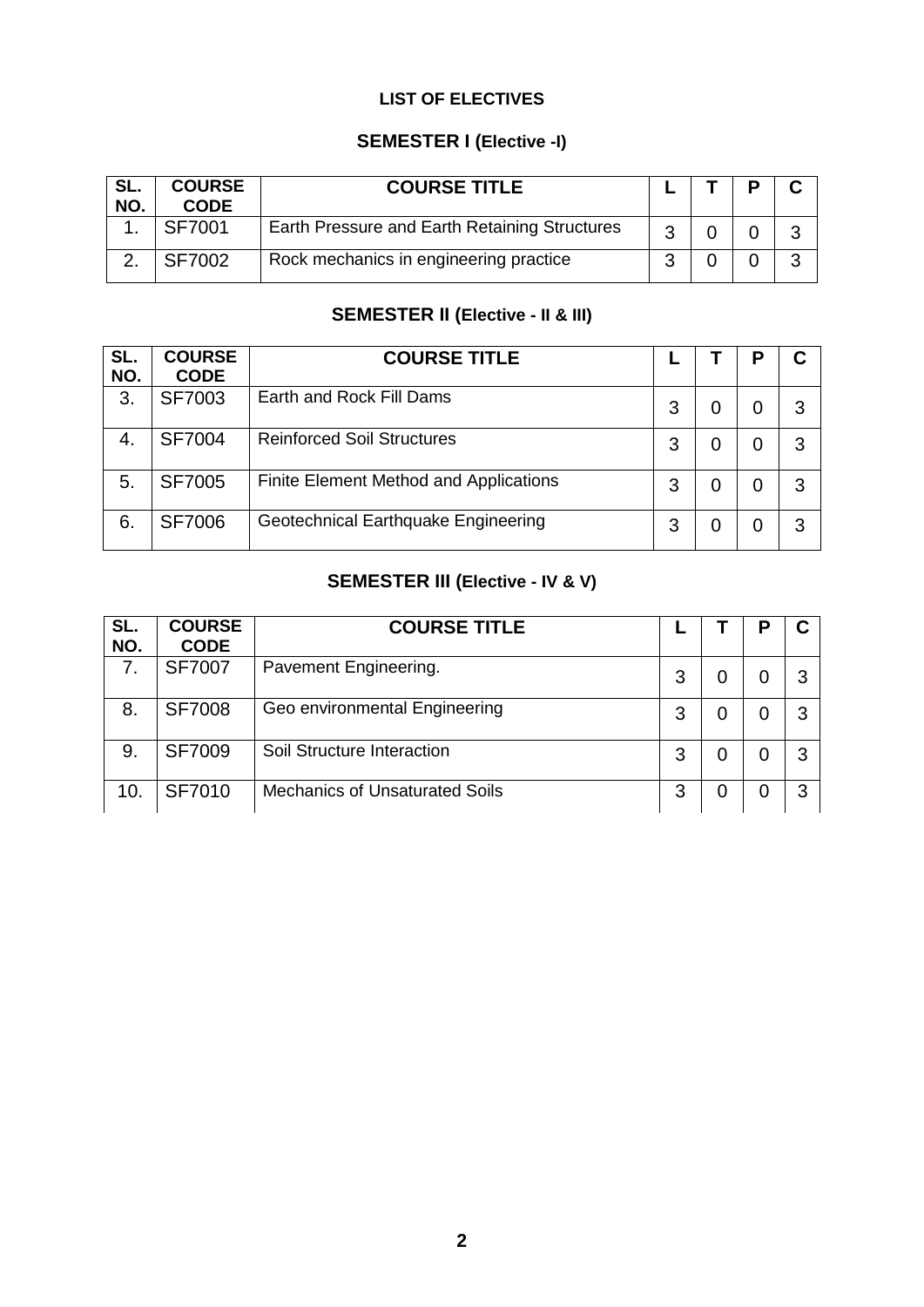## LIST OF ELECTIVES

### SEMESTER I (Elective -I)

| SL. NO. | COURSE CODE | COURSE TITLE | L | T | P | C |
|---|---|---|---|---|---|---|
| 1. | SF7001 | Earth Pressure and Earth Retaining Structures | 3 | 0 | 0 | 3 |
| 2. | SF7002 | Rock mechanics in engineering practice | 3 | 0 | 0 | 3 |

### SEMESTER II (Elective - II & III)

| SL. NO. | COURSE CODE | COURSE TITLE | L | T | P | C |
|---|---|---|---|---|---|---|
| 3. | SF7003 | Earth and Rock Fill Dams | 3 | 0 | 0 | 3 |
| 4. | SF7004 | Reinforced Soil Structures | 3 | 0 | 0 | 3 |
| 5. | SF7005 | Finite Element Method and Applications | 3 | 0 | 0 | 3 |
| 6. | SF7006 | Geotechnical Earthquake Engineering | 3 | 0 | 0 | 3 |

### SEMESTER III (Elective - IV & V)

| SL. NO. | COURSE CODE | COURSE TITLE | L | T | P | C |
|---|---|---|---|---|---|---|
| 7. | SF7007 | Pavement Engineering. | 3 | 0 | 0 | 3 |
| 8. | SF7008 | Geo environmental Engineering | 3 | 0 | 0 | 3 |
| 9. | SF7009 | Soil Structure Interaction | 3 | 0 | 0 | 3 |
| 10. | SF7010 | Mechanics of Unsaturated Soils | 3 | 0 | 0 | 3 |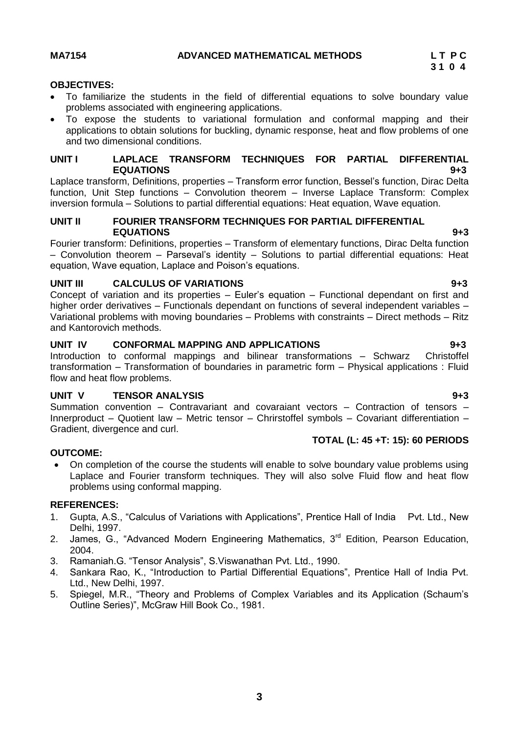**MA7154 ADVANCED MATHEMATICAL METHODS**

**L T P C**
**3 1 0 4**

**OBJECTIVES:**

- To familiarize the students in the field of differential equations to solve boundary value problems associated with engineering applications.
- To expose the students to variational formulation and conformal mapping and their applications to obtain solutions for buckling, dynamic response, heat and flow problems of one and two dimensional conditions.

**UNIT I LAPLACE TRANSFORM TECHNIQUES FOR PARTIAL DIFFERENTIAL EQUATIONS 9+3**

Laplace transform, Definitions, properties – Transform error function, Bessel's function, Dirac Delta function, Unit Step functions – Convolution theorem – Inverse Laplace Transform: Complex inversion formula – Solutions to partial differential equations: Heat equation, Wave equation.

**UNIT II FOURIER TRANSFORM TECHNIQUES FOR PARTIAL DIFFERENTIAL EQUATIONS 9+3**

Fourier transform: Definitions, properties – Transform of elementary functions, Dirac Delta function – Convolution theorem – Parseval's identity – Solutions to partial differential equations: Heat equation, Wave equation, Laplace and Poison's equations.

**UNIT III CALCULUS OF VARIATIONS 9+3**

Concept of variation and its properties – Euler's equation – Functional dependant on first and higher order derivatives – Functionals dependant on functions of several independent variables – Variational problems with moving boundaries – Problems with constraints – Direct methods – Ritz and Kantorovich methods.

**UNIT IV CONFORMAL MAPPING AND APPLICATIONS 9+3**

Introduction to conformal mappings and bilinear transformations – Schwarz Christoffel transformation – Transformation of boundaries in parametric form – Physical applications : Fluid flow and heat flow problems.

**UNIT V TENSOR ANALYSIS 9+3**

Summation convention – Contravariant and covaraiant vectors – Contraction of tensors – Innerproduct – Quotient law – Metric tensor – Chrirstoffel symbols – Covariant differentiation – Gradient, divergence and curl.

**TOTAL (L: 45 +T: 15): 60 PERIODS**

**OUTCOME:**

- On completion of the course the students will enable to solve boundary value problems using Laplace and Fourier transform techniques. They will also solve Fluid flow and heat flow problems using conformal mapping.

**REFERENCES:**

1. Gupta, A.S., "Calculus of Variations with Applications", Prentice Hall of India Pvt. Ltd., New Delhi, 1997.
2. James, G., "Advanced Modern Engineering Mathematics, 3rd Edition, Pearson Education, 2004.
3. Ramaniah.G. "Tensor Analysis", S.Viswanathan Pvt. Ltd., 1990.
4. Sankara Rao, K., "Introduction to Partial Differential Equations", Prentice Hall of India Pvt. Ltd., New Delhi, 1997.
5. Spiegel, M.R., "Theory and Problems of Complex Variables and its Application (Schaum's Outline Series)", McGraw Hill Book Co., 1981.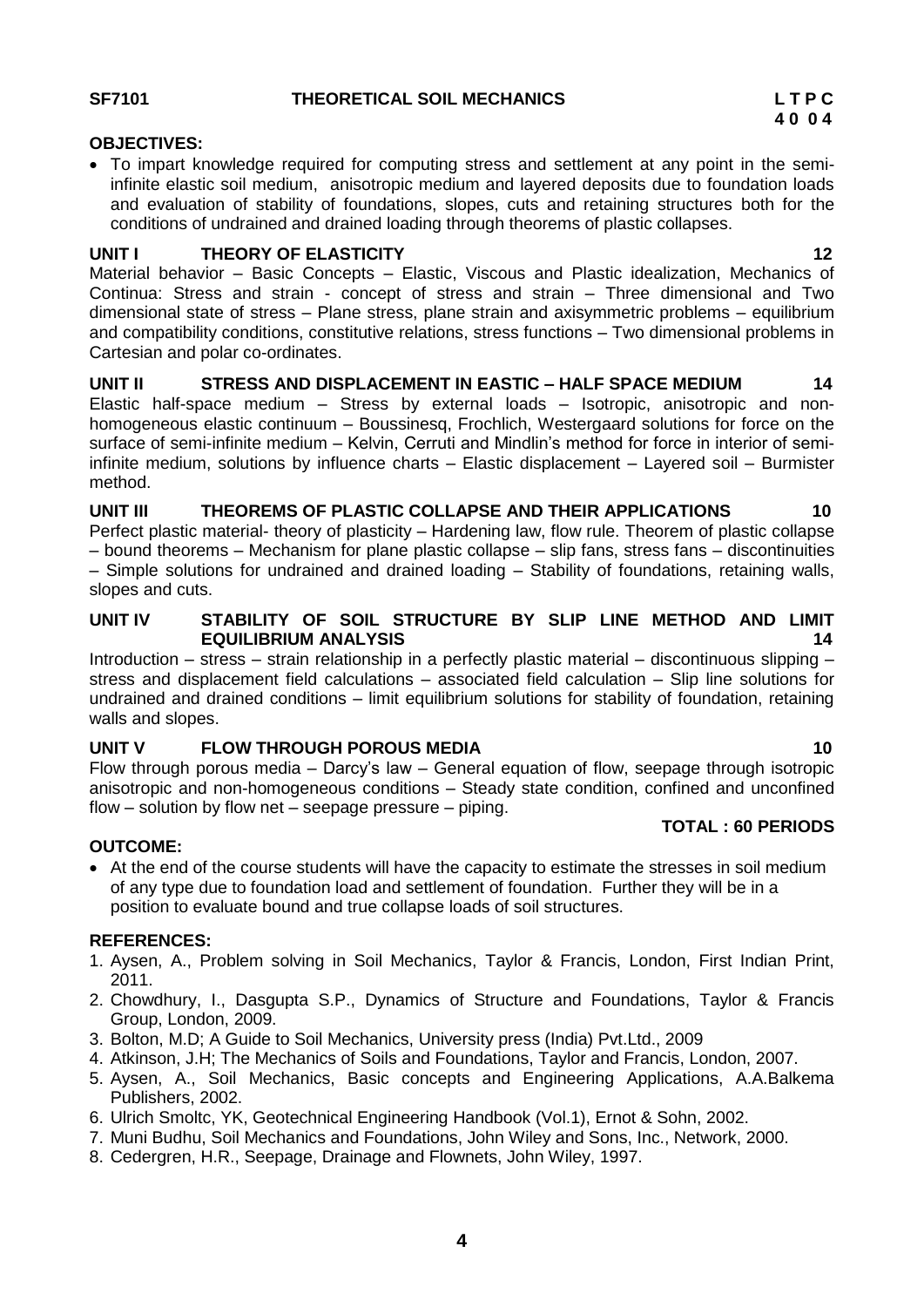## SF7101 THEORETICAL SOIL MECHANICS

**L T P C**
**4 0 0 4**

**OBJECTIVES:**

- To impart knowledge required for computing stress and settlement at any point in the semi-infinite elastic soil medium, anisotropic medium and layered deposits due to foundation loads and evaluation of stability of foundations, slopes, cuts and retaining structures both for the conditions of undrained and drained loading through theorems of plastic collapses.

**UNIT I THEORY OF ELASTICITY 12**

Material behavior – Basic Concepts – Elastic, Viscous and Plastic idealization, Mechanics of Continua: Stress and strain - concept of stress and strain – Three dimensional and Two dimensional state of stress – Plane stress, plane strain and axisymmetric problems – equilibrium and compatibility conditions, constitutive relations, stress functions – Two dimensional problems in Cartesian and polar co-ordinates.

**UNIT II STRESS AND DISPLACEMENT IN EASTIC – HALF SPACE MEDIUM 14**

Elastic half-space medium – Stress by external loads – Isotropic, anisotropic and non-homogeneous elastic continuum – Boussinesq, Frochlich, Westergaard solutions for force on the surface of semi-infinite medium – Kelvin, Cerruti and Mindlin's method for force in interior of semi-infinite medium, solutions by influence charts – Elastic displacement – Layered soil – Burmister method.

**UNIT III THEOREMS OF PLASTIC COLLAPSE AND THEIR APPLICATIONS 10**

Perfect plastic material- theory of plasticity – Hardening law, flow rule. Theorem of plastic collapse – bound theorems – Mechanism for plane plastic collapse – slip fans, stress fans – discontinuities – Simple solutions for undrained and drained loading – Stability of foundations, retaining walls, slopes and cuts.

**UNIT IV STABILITY OF SOIL STRUCTURE BY SLIP LINE METHOD AND LIMIT EQUILIBRIUM ANALYSIS 14**

Introduction – stress – strain relationship in a perfectly plastic material – discontinuous slipping – stress and displacement field calculations – associated field calculation – Slip line solutions for undrained and drained conditions – limit equilibrium solutions for stability of foundation, retaining walls and slopes.

**UNIT V FLOW THROUGH POROUS MEDIA 10**

Flow through porous media – Darcy's law – General equation of flow, seepage through isotropic anisotropic and non-homogeneous conditions – Steady state condition, confined and unconfined flow – solution by flow net – seepage pressure – piping.

**TOTAL : 60 PERIODS**

**OUTCOME:**

- At the end of the course students will have the capacity to estimate the stresses in soil medium of any type due to foundation load and settlement of foundation. Further they will be in a position to evaluate bound and true collapse loads of soil structures.

**REFERENCES:**

1. Aysen, A., Problem solving in Soil Mechanics, Taylor & Francis, London, First Indian Print, 2011.
2. Chowdhury, I., Dasgupta S.P., Dynamics of Structure and Foundations, Taylor & Francis Group, London, 2009.
3. Bolton, M.D; A Guide to Soil Mechanics, University press (India) Pvt.Ltd., 2009
4. Atkinson, J.H; The Mechanics of Soils and Foundations, Taylor and Francis, London, 2007.
5. Aysen, A., Soil Mechanics, Basic concepts and Engineering Applications, A.A.Balkema Publishers, 2002.
6. Ulrich Smoltc, YK, Geotechnical Engineering Handbook (Vol.1), Ernot & Sohn, 2002.
7. Muni Budhu, Soil Mechanics and Foundations, John Wiley and Sons, Inc., Network, 2000.
8. Cedergren, H.R., Seepage, Drainage and Flownets, John Wiley, 1997.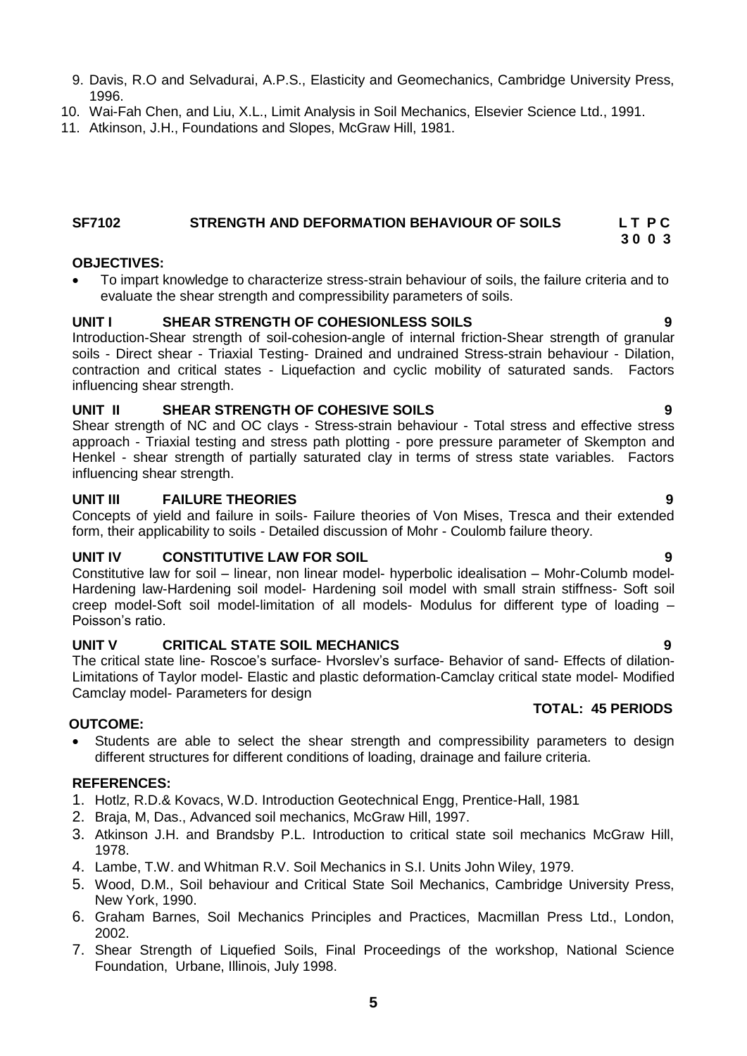9. Davis, R.O and Selvadurai, A.P.S., Elasticity and Geomechanics, Cambridge University Press, 1996.
10. Wai-Fah Chen, and Liu, X.L., Limit Analysis in Soil Mechanics, Elsevier Science Ltd., 1991.
11. Atkinson, J.H., Foundations and Slopes, McGraw Hill, 1981.

## SF7102 STRENGTH AND DEFORMATION BEHAVIOUR OF SOILS

**L T P C**
**3 0 0 3**

**OBJECTIVES:**

- To impart knowledge to characterize stress-strain behaviour of soils, the failure criteria and to evaluate the shear strength and compressibility parameters of soils.

**UNIT I SHEAR STRENGTH OF COHESIONLESS SOILS 9**

Introduction-Shear strength of soil-cohesion-angle of internal friction-Shear strength of granular soils - Direct shear - Triaxial Testing- Drained and undrained Stress-strain behaviour - Dilation, contraction and critical states - Liquefaction and cyclic mobility of saturated sands. Factors influencing shear strength.

**UNIT II SHEAR STRENGTH OF COHESIVE SOILS 9**

Shear strength of NC and OC clays - Stress-strain behaviour - Total stress and effective stress approach - Triaxial testing and stress path plotting - pore pressure parameter of Skempton and Henkel - shear strength of partially saturated clay in terms of stress state variables. Factors influencing shear strength.

**UNIT III FAILURE THEORIES 9**

Concepts of yield and failure in soils- Failure theories of Von Mises, Tresca and their extended form, their applicability to soils - Detailed discussion of Mohr - Coulomb failure theory.

**UNIT IV CONSTITUTIVE LAW FOR SOIL 9**

Constitutive law for soil – linear, non linear model- hyperbolic idealisation – Mohr-Columb model- Hardening law-Hardening soil model- Hardening soil model with small strain stiffness- Soft soil creep model-Soft soil model-limitation of all models- Modulus for different type of loading – Poisson's ratio.

**UNIT V CRITICAL STATE SOIL MECHANICS 9**

The critical state line- Roscoe's surface- Hvorslev's surface- Behavior of sand- Effects of dilation- Limitations of Taylor model- Elastic and plastic deformation-Camclay critical state model- Modified Camclay model- Parameters for design

**TOTAL: 45 PERIODS**

**OUTCOME:**

- Students are able to select the shear strength and compressibility parameters to design different structures for different conditions of loading, drainage and failure criteria.

**REFERENCES:**

1. Hotlz, R.D.& Kovacs, W.D. Introduction Geotechnical Engg, Prentice-Hall, 1981
2. Braja, M, Das., Advanced soil mechanics, McGraw Hill, 1997.
3. Atkinson J.H. and Brandsby P.L. Introduction to critical state soil mechanics McGraw Hill, 1978.
4. Lambe, T.W. and Whitman R.V. Soil Mechanics in S.I. Units John Wiley, 1979.
5. Wood, D.M., Soil behaviour and Critical State Soil Mechanics, Cambridge University Press, New York, 1990.
6. Graham Barnes, Soil Mechanics Principles and Practices, Macmillan Press Ltd., London, 2002.
7. Shear Strength of Liquefied Soils, Final Proceedings of the workshop, National Science Foundation, Urbane, Illinois, July 1998.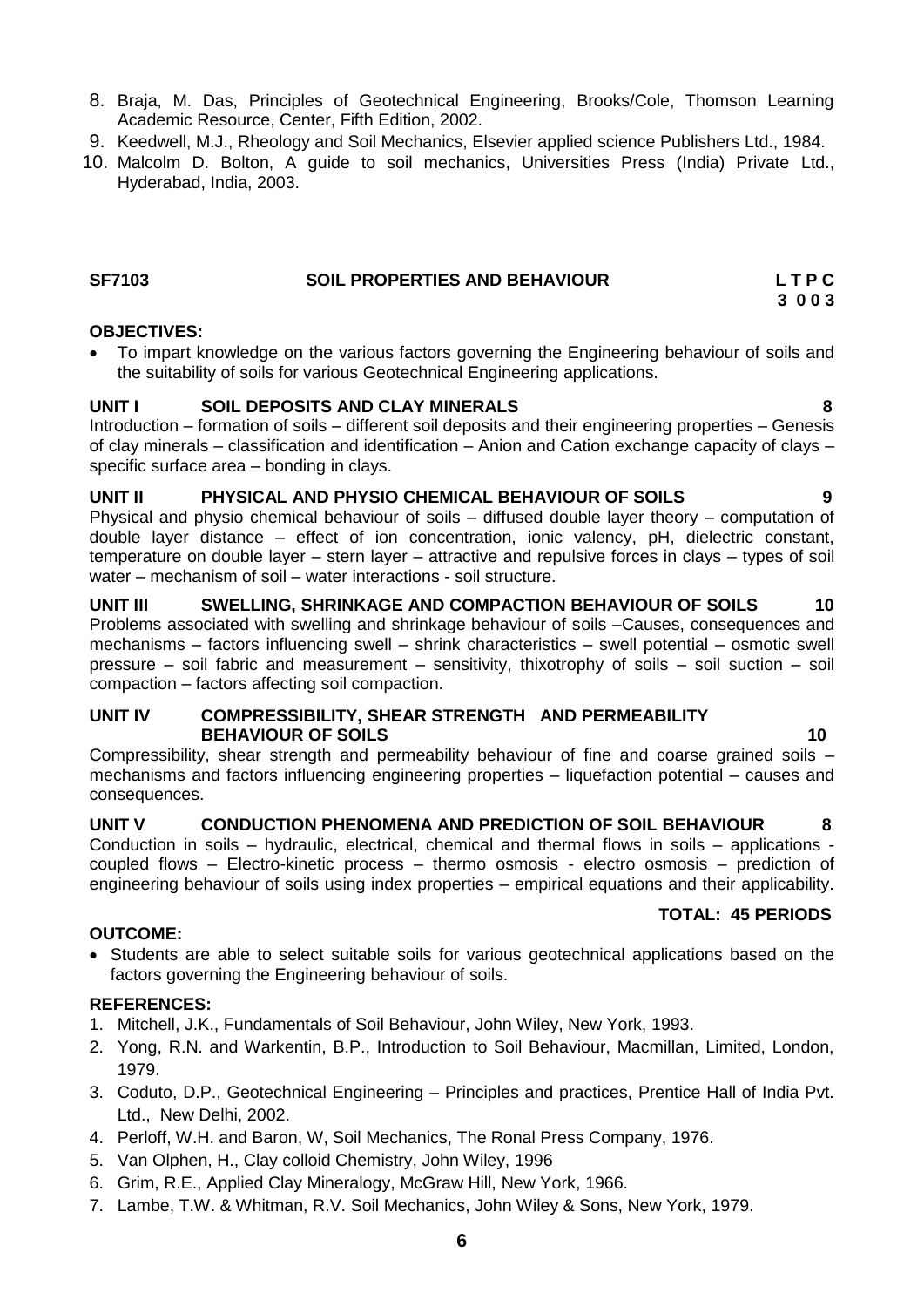8. Braja, M. Das, Principles of Geotechnical Engineering, Brooks/Cole, Thomson Learning Academic Resource, Center, Fifth Edition, 2002.
9. Keedwell, M.J., Rheology and Soil Mechanics, Elsevier applied science Publishers Ltd., 1984.
10. Malcolm D. Bolton, A guide to soil mechanics, Universities Press (India) Private Ltd., Hyderabad, India, 2003.

## SF7103 SOIL PROPERTIES AND BEHAVIOUR

**L T P C**
**3 0 0 3**

**OBJECTIVES:**

- To impart knowledge on the various factors governing the Engineering behaviour of soils and the suitability of soils for various Geotechnical Engineering applications.

**UNIT I SOIL DEPOSITS AND CLAY MINERALS 8**

Introduction – formation of soils – different soil deposits and their engineering properties – Genesis of clay minerals – classification and identification – Anion and Cation exchange capacity of clays – specific surface area – bonding in clays.

**UNIT II PHYSICAL AND PHYSIO CHEMICAL BEHAVIOUR OF SOILS 9**

Physical and physio chemical behaviour of soils – diffused double layer theory – computation of double layer distance – effect of ion concentration, ionic valency, pH, dielectric constant, temperature on double layer – stern layer – attractive and repulsive forces in clays – types of soil water – mechanism of soil – water interactions - soil structure.

**UNIT III SWELLING, SHRINKAGE AND COMPACTION BEHAVIOUR OF SOILS 10**

Problems associated with swelling and shrinkage behaviour of soils –Causes, consequences and mechanisms – factors influencing swell – shrink characteristics – swell potential – osmotic swell pressure – soil fabric and measurement – sensitivity, thixotrophy of soils – soil suction – soil compaction – factors affecting soil compaction.

**UNIT IV COMPRESSIBILITY, SHEAR STRENGTH AND PERMEABILITY BEHAVIOUR OF SOILS 10**

Compressibility, shear strength and permeability behaviour of fine and coarse grained soils – mechanisms and factors influencing engineering properties – liquefaction potential – causes and consequences.

**UNIT V CONDUCTION PHENOMENA AND PREDICTION OF SOIL BEHAVIOUR 8**

Conduction in soils – hydraulic, electrical, chemical and thermal flows in soils – applications - coupled flows – Electro-kinetic process – thermo osmosis - electro osmosis – prediction of engineering behaviour of soils using index properties – empirical equations and their applicability.

**TOTAL: 45 PERIODS**

**OUTCOME:**

- Students are able to select suitable soils for various geotechnical applications based on the factors governing the Engineering behaviour of soils.

**REFERENCES:**

1. Mitchell, J.K., Fundamentals of Soil Behaviour, John Wiley, New York, 1993.
2. Yong, R.N. and Warkentin, B.P., Introduction to Soil Behaviour, Macmillan, Limited, London, 1979.
3. Coduto, D.P., Geotechnical Engineering – Principles and practices, Prentice Hall of India Pvt. Ltd., New Delhi, 2002.
4. Perloff, W.H. and Baron, W, Soil Mechanics, The Ronal Press Company, 1976.
5. Van Olphen, H., Clay colloid Chemistry, John Wiley, 1996
6. Grim, R.E., Applied Clay Mineralogy, McGraw Hill, New York, 1966.
7. Lambe, T.W. & Whitman, R.V. Soil Mechanics, John Wiley & Sons, New York, 1979.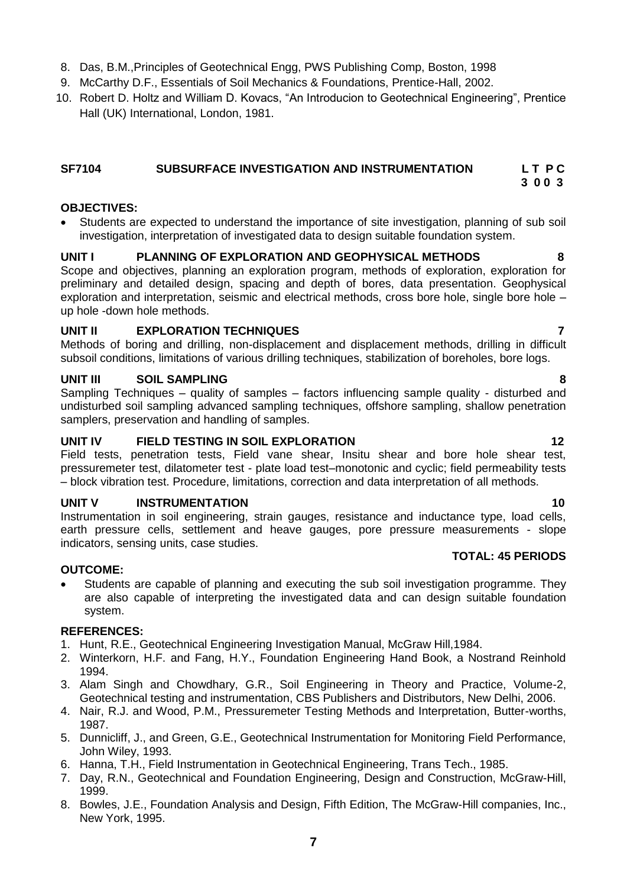8. Das, B.M.,Principles of Geotechnical Engg, PWS Publishing Comp, Boston, 1998
9. McCarthy D.F., Essentials of Soil Mechanics & Foundations, Prentice-Hall, 2002.
10. Robert D. Holtz and William D. Kovacs, "An Introducion to Geotechnical Engineering", Prentice Hall (UK) International, London, 1981.

## SF7104 SUBSURFACE INVESTIGATION AND INSTRUMENTATION

**L T P C**
**3 0 0 3**

**OBJECTIVES:**

- Students are expected to understand the importance of site investigation, planning of sub soil investigation, interpretation of investigated data to design suitable foundation system.

**UNIT I PLANNING OF EXPLORATION AND GEOPHYSICAL METHODS 8**

Scope and objectives, planning an exploration program, methods of exploration, exploration for preliminary and detailed design, spacing and depth of bores, data presentation. Geophysical exploration and interpretation, seismic and electrical methods, cross bore hole, single bore hole – up hole -down hole methods.

**UNIT II EXPLORATION TECHNIQUES 7**

Methods of boring and drilling, non-displacement and displacement methods, drilling in difficult subsoil conditions, limitations of various drilling techniques, stabilization of boreholes, bore logs.

**UNIT III SOIL SAMPLING 8**

Sampling Techniques – quality of samples – factors influencing sample quality - disturbed and undisturbed soil sampling advanced sampling techniques, offshore sampling, shallow penetration samplers, preservation and handling of samples.

**UNIT IV FIELD TESTING IN SOIL EXPLORATION 12**

Field tests, penetration tests, Field vane shear, Insitu shear and bore hole shear test, pressuremeter test, dilatometer test - plate load test–monotonic and cyclic; field permeability tests – block vibration test. Procedure, limitations, correction and data interpretation of all methods.

**UNIT V INSTRUMENTATION 10**

Instrumentation in soil engineering, strain gauges, resistance and inductance type, load cells, earth pressure cells, settlement and heave gauges, pore pressure measurements - slope indicators, sensing units, case studies.

**TOTAL: 45 PERIODS**

**OUTCOME:**

- Students are capable of planning and executing the sub soil investigation programme. They are also capable of interpreting the investigated data and can design suitable foundation system.

**REFERENCES:**

1. Hunt, R.E., Geotechnical Engineering Investigation Manual, McGraw Hill,1984.
2. Winterkorn, H.F. and Fang, H.Y., Foundation Engineering Hand Book, a Nostrand Reinhold 1994.
3. Alam Singh and Chowdhary, G.R., Soil Engineering in Theory and Practice, Volume-2, Geotechnical testing and instrumentation, CBS Publishers and Distributors, New Delhi, 2006.
4. Nair, R.J. and Wood, P.M., Pressuremeter Testing Methods and Interpretation, Butter-worths, 1987.
5. Dunnicliff, J., and Green, G.E., Geotechnical Instrumentation for Monitoring Field Performance, John Wiley, 1993.
6. Hanna, T.H., Field Instrumentation in Geotechnical Engineering, Trans Tech., 1985.
7. Day, R.N., Geotechnical and Foundation Engineering, Design and Construction, McGraw-Hill, 1999.
8. Bowles, J.E., Foundation Analysis and Design, Fifth Edition, The McGraw-Hill companies, Inc., New York, 1995.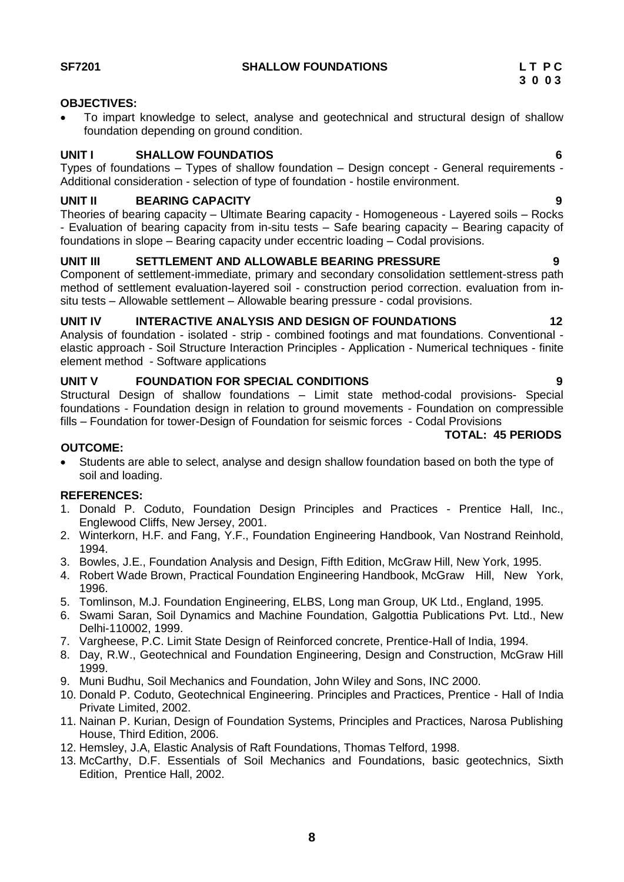**SF7201** **SHALLOW FOUNDATIONS** **L T P C**
**3 0 0 3**

**OBJECTIVES:**

- To impart knowledge to select, analyse and geotechnical and structural design of shallow foundation depending on ground condition.

**UNIT I SHALLOW FOUNDATIOS 6**

Types of foundations – Types of shallow foundation – Design concept - General requirements - Additional consideration - selection of type of foundation - hostile environment.

**UNIT II BEARING CAPACITY 9**

Theories of bearing capacity – Ultimate Bearing capacity - Homogeneous - Layered soils – Rocks - Evaluation of bearing capacity from in-situ tests – Safe bearing capacity – Bearing capacity of foundations in slope – Bearing capacity under eccentric loading – Codal provisions.

**UNIT III SETTLEMENT AND ALLOWABLE BEARING PRESSURE 9**

Component of settlement-immediate, primary and secondary consolidation settlement-stress path method of settlement evaluation-layered soil - construction period correction. evaluation from in-situ tests – Allowable settlement – Allowable bearing pressure - codal provisions.

**UNIT IV INTERACTIVE ANALYSIS AND DESIGN OF FOUNDATIONS 12**

Analysis of foundation - isolated - strip - combined footings and mat foundations. Conventional - elastic approach - Soil Structure Interaction Principles - Application - Numerical techniques - finite element method - Software applications

**UNIT V FOUNDATION FOR SPECIAL CONDITIONS 9**

Structural Design of shallow foundations – Limit state method-codal provisions- Special foundations - Foundation design in relation to ground movements - Foundation on compressible fills – Foundation for tower-Design of Foundation for seismic forces - Codal Provisions

**TOTAL: 45 PERIODS**

**OUTCOME:**

- Students are able to select, analyse and design shallow foundation based on both the type of soil and loading.

**REFERENCES:**

1. Donald P. Coduto, Foundation Design Principles and Practices - Prentice Hall, Inc., Englewood Cliffs, New Jersey, 2001.
2. Winterkorn, H.F. and Fang, Y.F., Foundation Engineering Handbook, Van Nostrand Reinhold, 1994.
3. Bowles, J.E., Foundation Analysis and Design, Fifth Edition, McGraw Hill, New York, 1995.
4. Robert Wade Brown, Practical Foundation Engineering Handbook, McGraw Hill, New York, 1996.
5. Tomlinson, M.J. Foundation Engineering, ELBS, Long man Group, UK Ltd., England, 1995.
6. Swami Saran, Soil Dynamics and Machine Foundation, Galgottia Publications Pvt. Ltd., New Delhi-110002, 1999.
7. Vargheese, P.C. Limit State Design of Reinforced concrete, Prentice-Hall of India, 1994.
8. Day, R.W., Geotechnical and Foundation Engineering, Design and Construction, McGraw Hill 1999.
9. Muni Budhu, Soil Mechanics and Foundation, John Wiley and Sons, INC 2000.
10. Donald P. Coduto, Geotechnical Engineering. Principles and Practices, Prentice - Hall of India Private Limited, 2002.
11. Nainan P. Kurian, Design of Foundation Systems, Principles and Practices, Narosa Publishing House, Third Edition, 2006.
12. Hemsley, J.A, Elastic Analysis of Raft Foundations, Thomas Telford, 1998.
13. McCarthy, D.F. Essentials of Soil Mechanics and Foundations, basic geotechnics, Sixth Edition, Prentice Hall, 2002.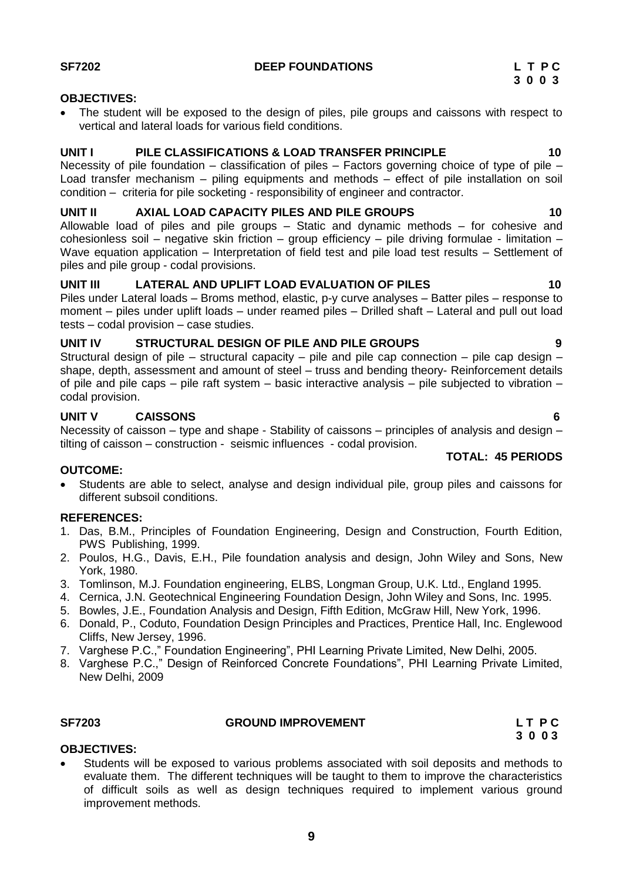## SF7202 DEEP FOUNDATIONS

| L | T | P | C |
|---|---|---|---|
| 3 | 0 | 0 | 3 |

**OBJECTIVES:**

- The student will be exposed to the design of piles, pile groups and caissons with respect to vertical and lateral loads for various field conditions.

**UNIT I PILE CLASSIFICATIONS & LOAD TRANSFER PRINCIPLE 10**

Necessity of pile foundation – classification of piles – Factors governing choice of type of pile – Load transfer mechanism – piling equipments and methods – effect of pile installation on soil condition – criteria for pile socketing - responsibility of engineer and contractor.

**UNIT II AXIAL LOAD CAPACITY PILES AND PILE GROUPS 10**

Allowable load of piles and pile groups – Static and dynamic methods – for cohesive and cohesionless soil – negative skin friction – group efficiency – pile driving formulae - limitation – Wave equation application – Interpretation of field test and pile load test results – Settlement of piles and pile group - codal provisions.

**UNIT III LATERAL AND UPLIFT LOAD EVALUATION OF PILES 10**

Piles under Lateral loads – Broms method, elastic, p-y curve analyses – Batter piles – response to moment – piles under uplift loads – under reamed piles – Drilled shaft – Lateral and pull out load tests – codal provision – case studies.

**UNIT IV STRUCTURAL DESIGN OF PILE AND PILE GROUPS 9**

Structural design of pile – structural capacity – pile and pile cap connection – pile cap design – shape, depth, assessment and amount of steel – truss and bending theory- Reinforcement details of pile and pile caps – pile raft system – basic interactive analysis – pile subjected to vibration – codal provision.

**UNIT V CAISSONS 6**

Necessity of caisson – type and shape - Stability of caissons – principles of analysis and design – tilting of caisson – construction - seismic influences - codal provision.

**TOTAL: 45 PERIODS**

**OUTCOME:**

- Students are able to select, analyse and design individual pile, group piles and caissons for different subsoil conditions.

**REFERENCES:**

1. Das, B.M., Principles of Foundation Engineering, Design and Construction, Fourth Edition, PWS Publishing, 1999.
2. Poulos, H.G., Davis, E.H., Pile foundation analysis and design, John Wiley and Sons, New York, 1980.
3. Tomlinson, M.J. Foundation engineering, ELBS, Longman Group, U.K. Ltd., England 1995.
4. Cernica, J.N. Geotechnical Engineering Foundation Design, John Wiley and Sons, Inc. 1995.
5. Bowles, J.E., Foundation Analysis and Design, Fifth Edition, McGraw Hill, New York, 1996.
6. Donald, P., Coduto, Foundation Design Principles and Practices, Prentice Hall, Inc. Englewood Cliffs, New Jersey, 1996.
7. Varghese P.C.," Foundation Engineering", PHI Learning Private Limited, New Delhi, 2005.
8. Varghese P.C.," Design of Reinforced Concrete Foundations", PHI Learning Private Limited, New Delhi, 2009

## SF7203 GROUND IMPROVEMENT

| L | T | P | C |
|---|---|---|---|
| 3 | 0 | 0 | 3 |

**OBJECTIVES:**

- Students will be exposed to various problems associated with soil deposits and methods to evaluate them. The different techniques will be taught to them to improve the characteristics of difficult soils as well as design techniques required to implement various ground improvement methods.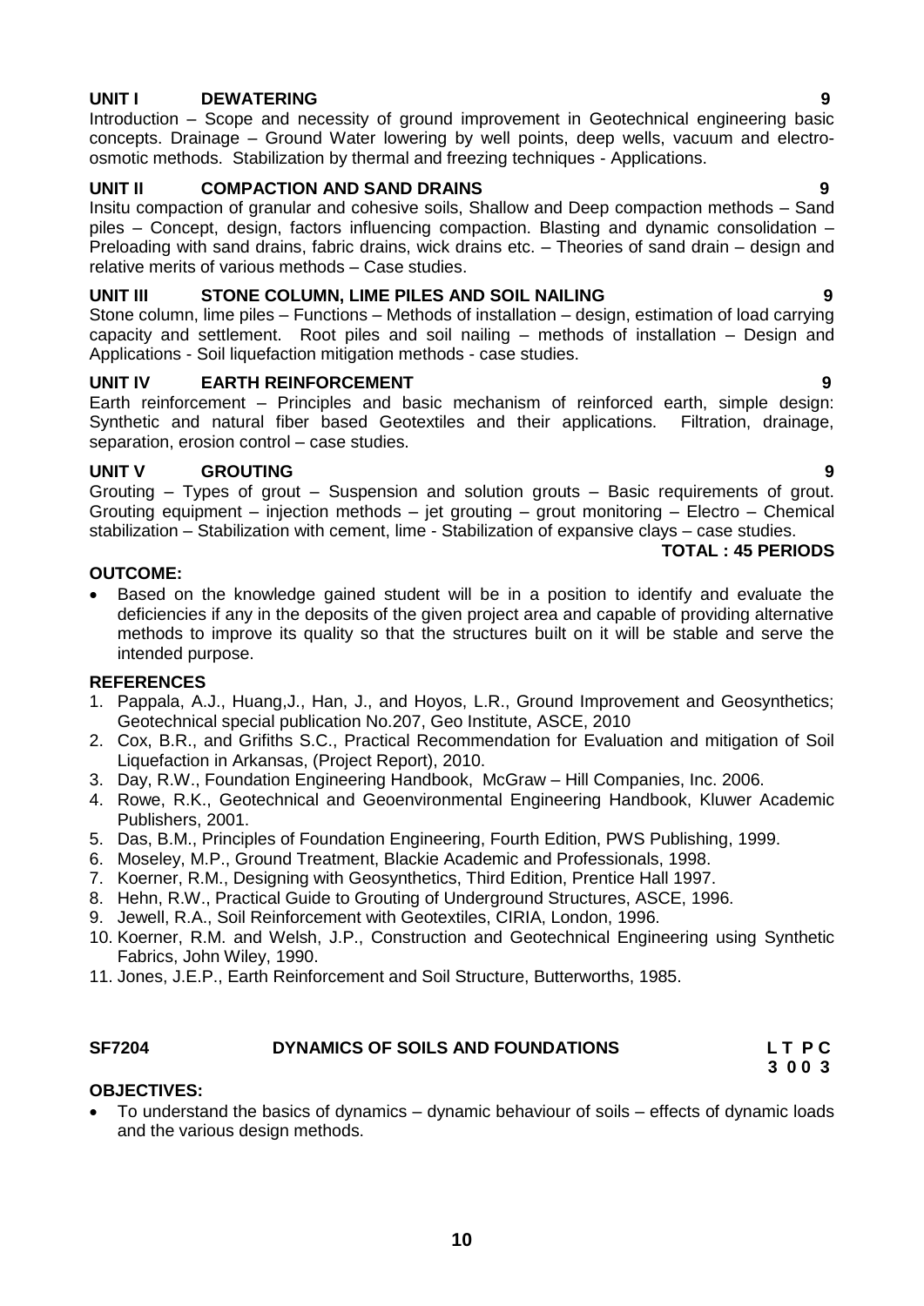**UNIT I DEWATERING 9**

Introduction – Scope and necessity of ground improvement in Geotechnical engineering basic concepts. Drainage – Ground Water lowering by well points, deep wells, vacuum and electro-osmotic methods. Stabilization by thermal and freezing techniques - Applications.

**UNIT II COMPACTION AND SAND DRAINS 9**

Insitu compaction of granular and cohesive soils, Shallow and Deep compaction methods – Sand piles – Concept, design, factors influencing compaction. Blasting and dynamic consolidation – Preloading with sand drains, fabric drains, wick drains etc. – Theories of sand drain – design and relative merits of various methods – Case studies.

**UNIT III STONE COLUMN, LIME PILES AND SOIL NAILING 9**

Stone column, lime piles – Functions – Methods of installation – design, estimation of load carrying capacity and settlement. Root piles and soil nailing – methods of installation – Design and Applications - Soil liquefaction mitigation methods - case studies.

**UNIT IV EARTH REINFORCEMENT 9**

Earth reinforcement – Principles and basic mechanism of reinforced earth, simple design: Synthetic and natural fiber based Geotextiles and their applications. Filtration, drainage, separation, erosion control – case studies.

**UNIT V GROUTING 9**

Grouting – Types of grout – Suspension and solution grouts – Basic requirements of grout. Grouting equipment – injection methods – jet grouting – grout monitoring – Electro – Chemical stabilization – Stabilization with cement, lime - Stabilization of expansive clays – case studies.

**TOTAL : 45 PERIODS**

**OUTCOME:**

- Based on the knowledge gained student will be in a position to identify and evaluate the deficiencies if any in the deposits of the given project area and capable of providing alternative methods to improve its quality so that the structures built on it will be stable and serve the intended purpose.

**REFERENCES**

1. Pappala, A.J., Huang,J., Han, J., and Hoyos, L.R., Ground Improvement and Geosynthetics; Geotechnical special publication No.207, Geo Institute, ASCE, 2010
2. Cox, B.R., and Grifiths S.C., Practical Recommendation for Evaluation and mitigation of Soil Liquefaction in Arkansas, (Project Report), 2010.
3. Day, R.W., Foundation Engineering Handbook, McGraw – Hill Companies, Inc. 2006.
4. Rowe, R.K., Geotechnical and Geoenvironmental Engineering Handbook, Kluwer Academic Publishers, 2001.
5. Das, B.M., Principles of Foundation Engineering, Fourth Edition, PWS Publishing, 1999.
6. Moseley, M.P., Ground Treatment, Blackie Academic and Professionals, 1998.
7. Koerner, R.M., Designing with Geosynthetics, Third Edition, Prentice Hall 1997.
8. Hehn, R.W., Practical Guide to Grouting of Underground Structures, ASCE, 1996.
9. Jewell, R.A., Soil Reinforcement with Geotextiles, CIRIA, London, 1996.
10. Koerner, R.M. and Welsh, J.P., Construction and Geotechnical Engineering using Synthetic Fabrics, John Wiley, 1990.
11. Jones, J.E.P., Earth Reinforcement and Soil Structure, Butterworths, 1985.

**SF7204 DYNAMICS OF SOILS AND FOUNDATIONS L T P C**
**3 0 0 3**

**OBJECTIVES:**

- To understand the basics of dynamics – dynamic behaviour of soils – effects of dynamic loads and the various design methods.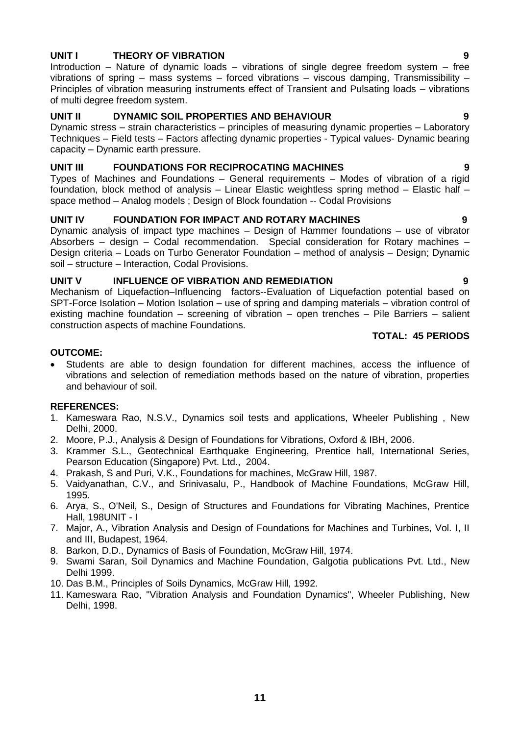**UNIT I THEORY OF VIBRATION 9**

Introduction – Nature of dynamic loads – vibrations of single degree freedom system – free vibrations of spring – mass systems – forced vibrations – viscous damping, Transmissibility – Principles of vibration measuring instruments effect of Transient and Pulsating loads – vibrations of multi degree freedom system.

**UNIT II DYNAMIC SOIL PROPERTIES AND BEHAVIOUR 9**

Dynamic stress – strain characteristics – principles of measuring dynamic properties – Laboratory Techniques – Field tests – Factors affecting dynamic properties - Typical values- Dynamic bearing capacity – Dynamic earth pressure.

**UNIT III FOUNDATIONS FOR RECIPROCATING MACHINES 9**

Types of Machines and Foundations – General requirements – Modes of vibration of a rigid foundation, block method of analysis – Linear Elastic weightless spring method – Elastic half – space method – Analog models ; Design of Block foundation -- Codal Provisions

**UNIT IV FOUNDATION FOR IMPACT AND ROTARY MACHINES 9**

Dynamic analysis of impact type machines – Design of Hammer foundations – use of vibrator Absorbers – design – Codal recommendation. Special consideration for Rotary machines – Design criteria – Loads on Turbo Generator Foundation – method of analysis – Design; Dynamic soil – structure – Interaction, Codal Provisions.

**UNIT V INFLUENCE OF VIBRATION AND REMEDIATION 9**

Mechanism of Liquefaction–Influencing factors--Evaluation of Liquefaction potential based on SPT-Force Isolation – Motion Isolation – use of spring and damping materials – vibration control of existing machine foundation – screening of vibration – open trenches – Pile Barriers – salient construction aspects of machine Foundations.

**TOTAL: 45 PERIODS**

**OUTCOME:**

- Students are able to design foundation for different machines, access the influence of vibrations and selection of remediation methods based on the nature of vibration, properties and behaviour of soil.

**REFERENCES:**

1. Kameswara Rao, N.S.V., Dynamics soil tests and applications, Wheeler Publishing , New Delhi, 2000.
2. Moore, P.J., Analysis & Design of Foundations for Vibrations, Oxford & IBH, 2006.
3. Krammer S.L., Geotechnical Earthquake Engineering, Prentice hall, International Series, Pearson Education (Singapore) Pvt. Ltd., 2004.
4. Prakash, S and Puri, V.K., Foundations for machines, McGraw Hill, 1987.
5. Vaidyanathan, C.V., and Srinivasalu, P., Handbook of Machine Foundations, McGraw Hill, 1995.
6. Arya, S., O'Neil, S., Design of Structures and Foundations for Vibrating Machines, Prentice Hall, 198UNIT - I
7. Major, A., Vibration Analysis and Design of Foundations for Machines and Turbines, Vol. I, II and III, Budapest, 1964.
8. Barkon, D.D., Dynamics of Basis of Foundation, McGraw Hill, 1974.
9. Swami Saran, Soil Dynamics and Machine Foundation, Galgotia publications Pvt. Ltd., New Delhi 1999.
10. Das B.M., Principles of Soils Dynamics, McGraw Hill, 1992.
11. Kameswara Rao, "Vibration Analysis and Foundation Dynamics", Wheeler Publishing, New Delhi, 1998.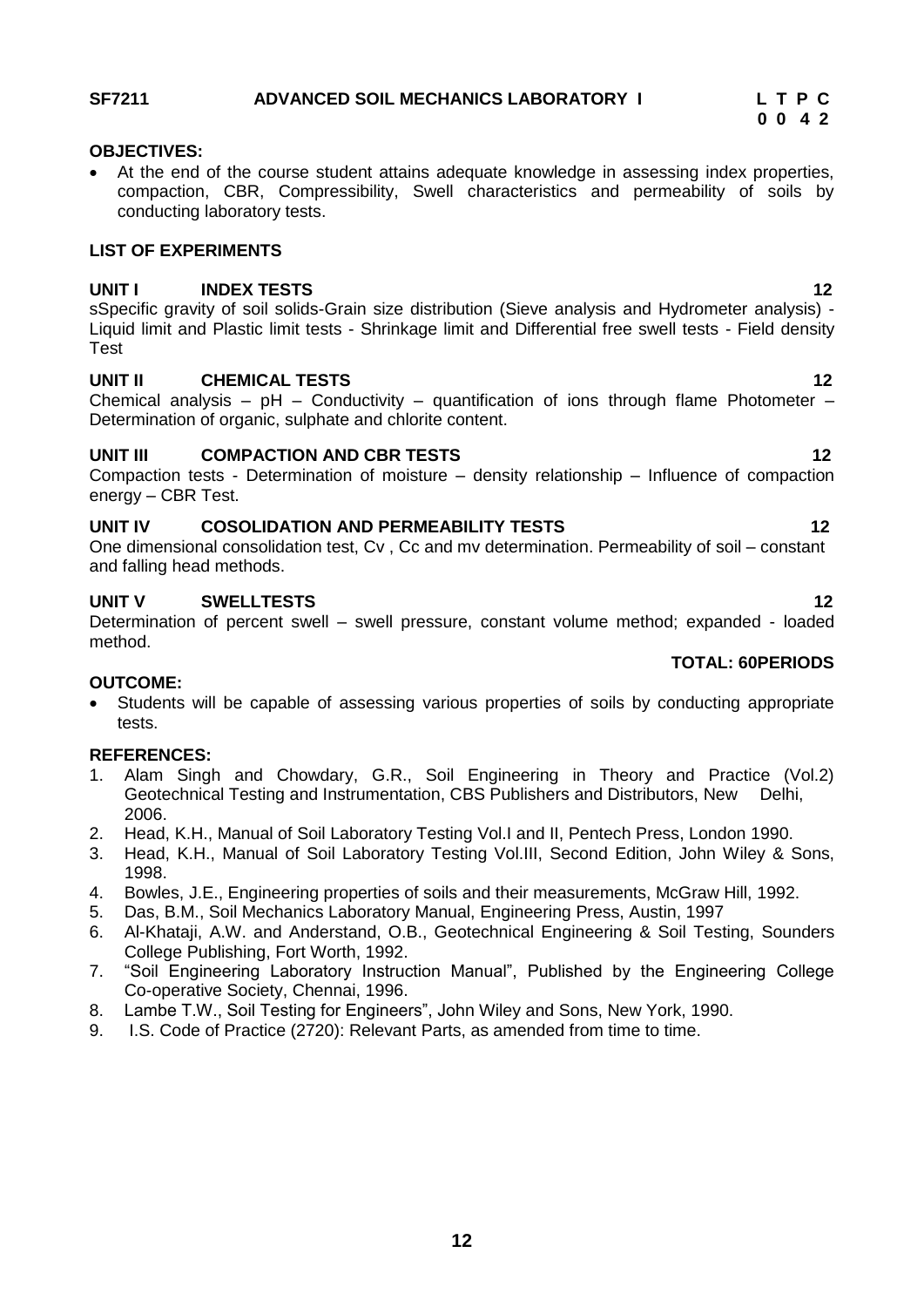**SF7211 ADVANCED SOIL MECHANICS LABORATORY I**

| L | T | P | C |
|---|---|---|---|
| 0 | 0 | 4 | 2 |

**OBJECTIVES:**

- At the end of the course student attains adequate knowledge in assessing index properties, compaction, CBR, Compressibility, Swell characteristics and permeability of soils by conducting laboratory tests.

**LIST OF EXPERIMENTS**

**UNIT I INDEX TESTS 12**

sSpecific gravity of soil solids-Grain size distribution (Sieve analysis and Hydrometer analysis) - Liquid limit and Plastic limit tests - Shrinkage limit and Differential free swell tests - Field density Test

**UNIT II CHEMICAL TESTS 12**

Chemical analysis – pH – Conductivity – quantification of ions through flame Photometer – Determination of organic, sulphate and chlorite content.

**UNIT III COMPACTION AND CBR TESTS 12**

Compaction tests - Determination of moisture – density relationship – Influence of compaction energy – CBR Test.

**UNIT IV COSOLIDATION AND PERMEABILITY TESTS 12**

One dimensional consolidation test, Cv , Cc and mv determination. Permeability of soil – constant and falling head methods.

**UNIT V SWELLTESTS 12**

Determination of percent swell – swell pressure, constant volume method; expanded - loaded method.

**TOTAL: 60PERIODS**

**OUTCOME:**

- Students will be capable of assessing various properties of soils by conducting appropriate tests.

**REFERENCES:**

1. Alam Singh and Chowdary, G.R., Soil Engineering in Theory and Practice (Vol.2) Geotechnical Testing and Instrumentation, CBS Publishers and Distributors, New Delhi, 2006.
2. Head, K.H., Manual of Soil Laboratory Testing Vol.I and II, Pentech Press, London 1990.
3. Head, K.H., Manual of Soil Laboratory Testing Vol.III, Second Edition, John Wiley & Sons, 1998.
4. Bowles, J.E., Engineering properties of soils and their measurements, McGraw Hill, 1992.
5. Das, B.M., Soil Mechanics Laboratory Manual, Engineering Press, Austin, 1997
6. Al-Khataji, A.W. and Anderstand, O.B., Geotechnical Engineering & Soil Testing, Sounders College Publishing, Fort Worth, 1992.
7. "Soil Engineering Laboratory Instruction Manual", Published by the Engineering College Co-operative Society, Chennai, 1996.
8. Lambe T.W., Soil Testing for Engineers", John Wiley and Sons, New York, 1990.
9. I.S. Code of Practice (2720): Relevant Parts, as amended from time to time.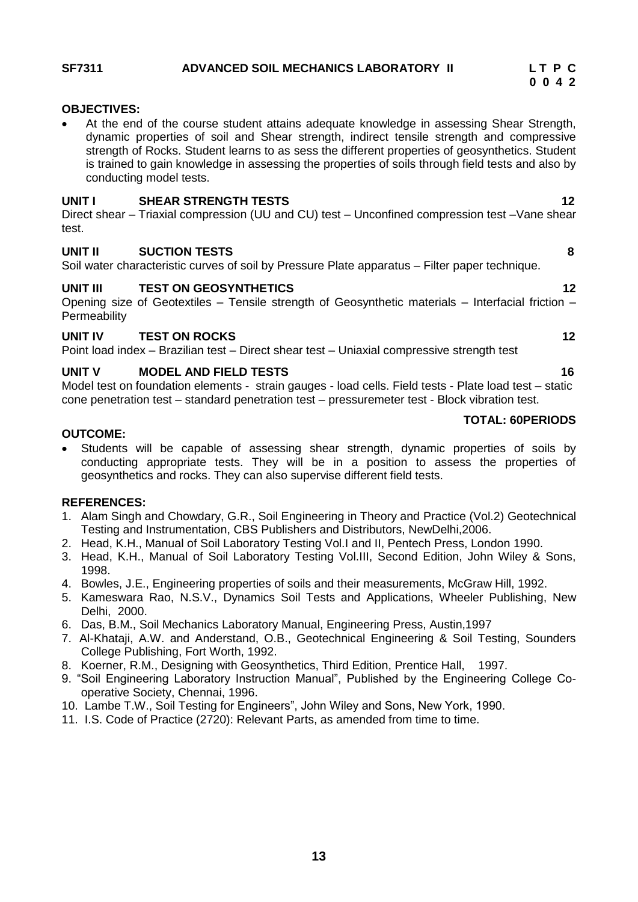**SF7311 ADVANCED SOIL MECHANICS LABORATORY II** **L T P C**
**0 0 4 2**

**OBJECTIVES:**

- At the end of the course student attains adequate knowledge in assessing Shear Strength, dynamic properties of soil and Shear strength, indirect tensile strength and compressive strength of Rocks. Student learns to as sess the different properties of geosynthetics. Student is trained to gain knowledge in assessing the properties of soils through field tests and also by conducting model tests.

**UNIT I SHEAR STRENGTH TESTS** **12**

Direct shear – Triaxial compression (UU and CU) test – Unconfined compression test –Vane shear test.

**UNIT II SUCTION TESTS** **8**

Soil water characteristic curves of soil by Pressure Plate apparatus – Filter paper technique.

**UNIT III TEST ON GEOSYNTHETICS** **12**

Opening size of Geotextiles – Tensile strength of Geosynthetic materials – Interfacial friction – Permeability

**UNIT IV TEST ON ROCKS** **12**

Point load index – Brazilian test – Direct shear test – Uniaxial compressive strength test

**UNIT V MODEL AND FIELD TESTS** **16**

Model test on foundation elements - strain gauges - load cells. Field tests - Plate load test – static cone penetration test – standard penetration test – pressuremeter test - Block vibration test.

**TOTAL: 60PERIODS**

**OUTCOME:**

- Students will be capable of assessing shear strength, dynamic properties of soils by conducting appropriate tests. They will be in a position to assess the properties of geosynthetics and rocks. They can also supervise different field tests.

**REFERENCES:**

1. Alam Singh and Chowdary, G.R., Soil Engineering in Theory and Practice (Vol.2) Geotechnical Testing and Instrumentation, CBS Publishers and Distributors, NewDelhi,2006.
2. Head, K.H., Manual of Soil Laboratory Testing Vol.I and II, Pentech Press, London 1990.
3. Head, K.H., Manual of Soil Laboratory Testing Vol.III, Second Edition, John Wiley & Sons, 1998.
4. Bowles, J.E., Engineering properties of soils and their measurements, McGraw Hill, 1992.
5. Kameswara Rao, N.S.V., Dynamics Soil Tests and Applications, Wheeler Publishing, New Delhi, 2000.
6. Das, B.M., Soil Mechanics Laboratory Manual, Engineering Press, Austin,1997
7. Al-Khataji, A.W. and Anderstand, O.B., Geotechnical Engineering & Soil Testing, Sounders College Publishing, Fort Worth, 1992.
8. Koerner, R.M., Designing with Geosynthetics, Third Edition, Prentice Hall, 1997.
9. "Soil Engineering Laboratory Instruction Manual", Published by the Engineering College Co-operative Society, Chennai, 1996.
10. Lambe T.W., Soil Testing for Engineers", John Wiley and Sons, New York, 1990.
11. I.S. Code of Practice (2720): Relevant Parts, as amended from time to time.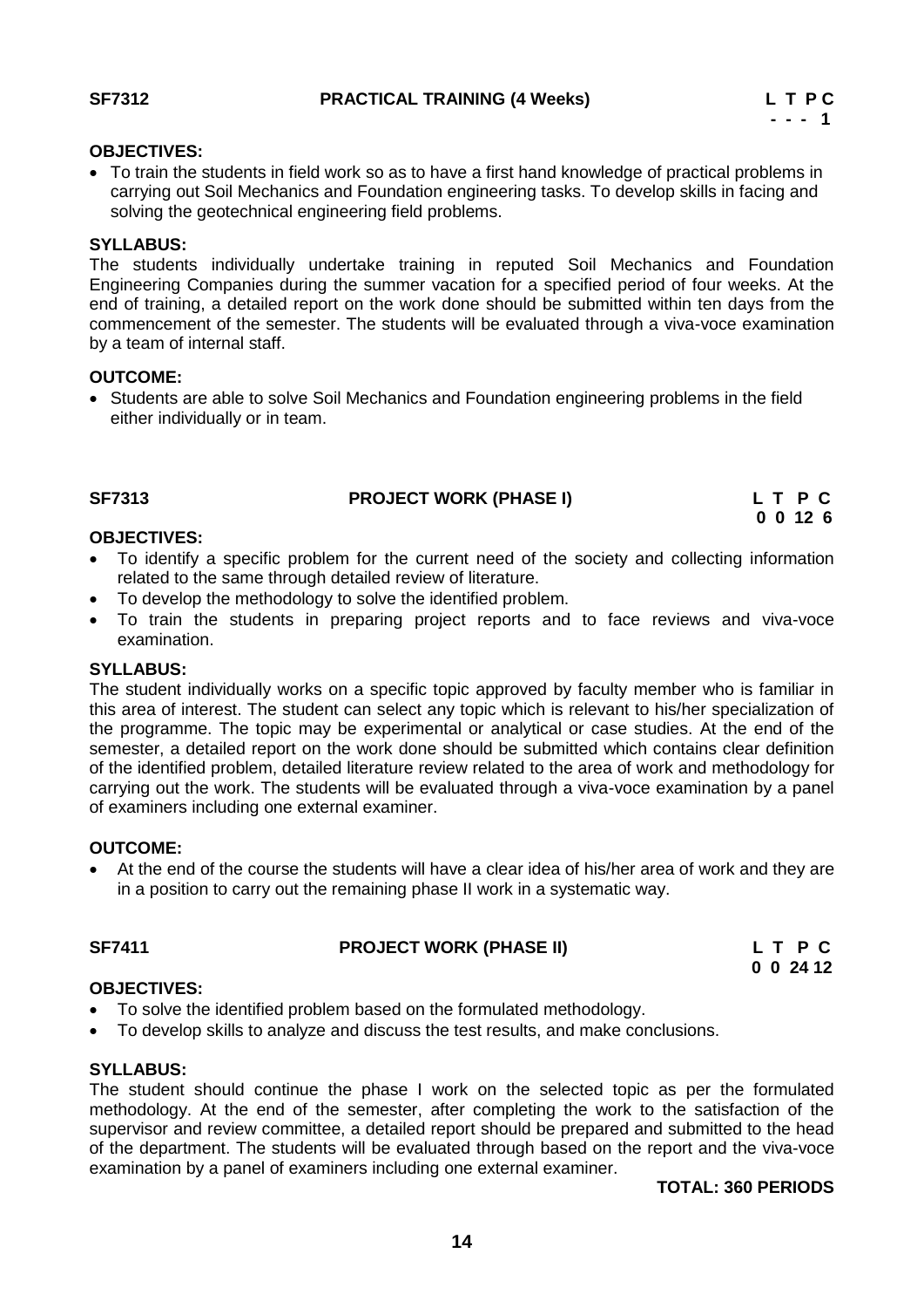**SF7312 PRACTICAL TRAINING (4 Weeks)**

| L | T | P | C |
|---|---|---|---|
| - | - | - | 1 |

**OBJECTIVES:**

- To train the students in field work so as to have a first hand knowledge of practical problems in carrying out Soil Mechanics and Foundation engineering tasks. To develop skills in facing and solving the geotechnical engineering field problems.

**SYLLABUS:**

The students individually undertake training in reputed Soil Mechanics and Foundation Engineering Companies during the summer vacation for a specified period of four weeks. At the end of training, a detailed report on the work done should be submitted within ten days from the commencement of the semester. The students will be evaluated through a viva-voce examination by a team of internal staff.

**OUTCOME:**

- Students are able to solve Soil Mechanics and Foundation engineering problems in the field either individually or in team.

**SF7313 PROJECT WORK (PHASE I)**

| L | T | P | C |
|---|---|---|---|
| 0 | 0 | 12 | 6 |

**OBJECTIVES:**

- To identify a specific problem for the current need of the society and collecting information related to the same through detailed review of literature.
- To develop the methodology to solve the identified problem.
- To train the students in preparing project reports and to face reviews and viva-voce examination.

**SYLLABUS:**

The student individually works on a specific topic approved by faculty member who is familiar in this area of interest. The student can select any topic which is relevant to his/her specialization of the programme. The topic may be experimental or analytical or case studies. At the end of the semester, a detailed report on the work done should be submitted which contains clear definition of the identified problem, detailed literature review related to the area of work and methodology for carrying out the work. The students will be evaluated through a viva-voce examination by a panel of examiners including one external examiner.

**OUTCOME:**

- At the end of the course the students will have a clear idea of his/her area of work and they are in a position to carry out the remaining phase II work in a systematic way.

**SF7411 PROJECT WORK (PHASE II)**

| L | T | P | C |
|---|---|---|---|
| 0 | 0 | 24 | 12 |

**OBJECTIVES:**

- To solve the identified problem based on the formulated methodology.
- To develop skills to analyze and discuss the test results, and make conclusions.

**SYLLABUS:**

The student should continue the phase I work on the selected topic as per the formulated methodology. At the end of the semester, after completing the work to the satisfaction of the supervisor and review committee, a detailed report should be prepared and submitted to the head of the department. The students will be evaluated through based on the report and the viva-voce examination by a panel of examiners including one external examiner.

**TOTAL: 360 PERIODS**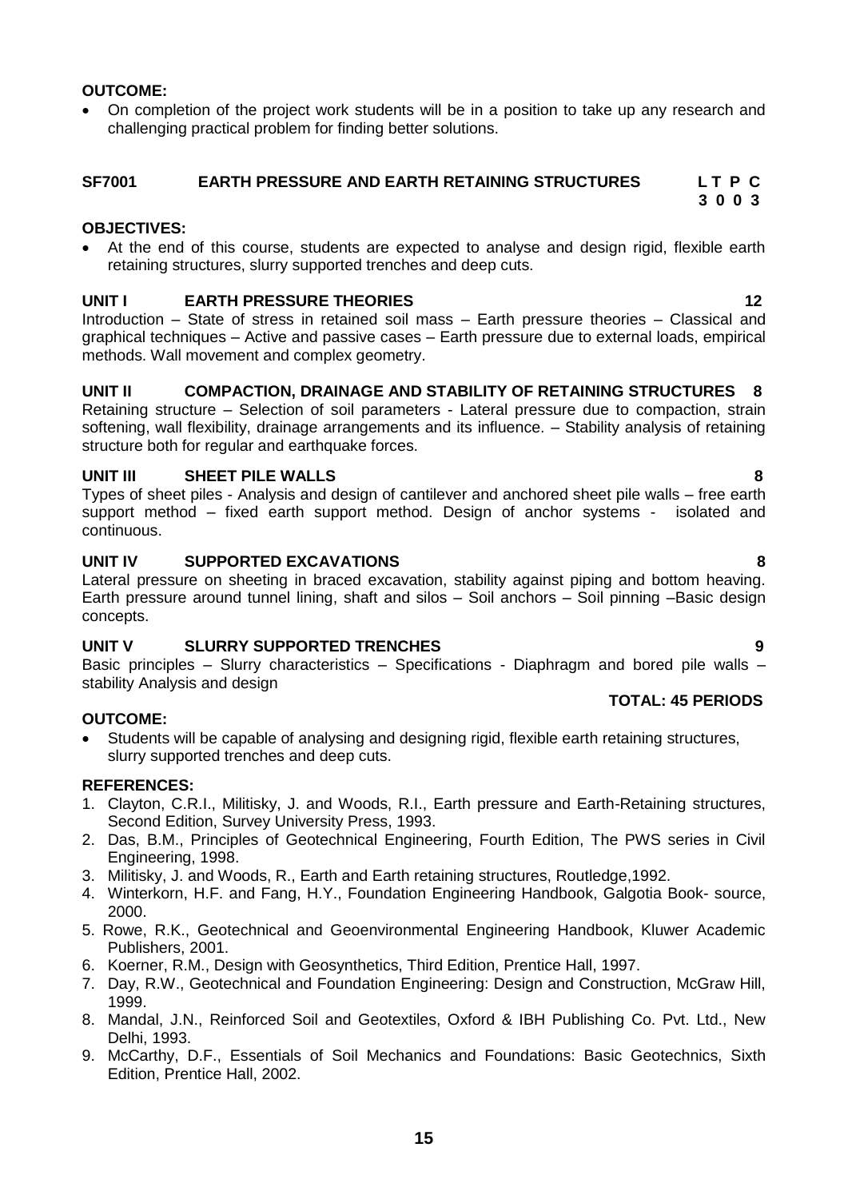**OUTCOME:**

- On completion of the project work students will be in a position to take up any research and challenging practical problem for finding better solutions.

## SF7001 EARTH PRESSURE AND EARTH RETAINING STRUCTURES

| L | T | P | C |
|---|---|---|---|
| 3 | 0 | 0 | 3 |

**OBJECTIVES:**

- At the end of this course, students are expected to analyse and design rigid, flexible earth retaining structures, slurry supported trenches and deep cuts.

### UNIT I EARTH PRESSURE THEORIES 12

Introduction – State of stress in retained soil mass – Earth pressure theories – Classical and graphical techniques – Active and passive cases – Earth pressure due to external loads, empirical methods. Wall movement and complex geometry.

### UNIT II COMPACTION, DRAINAGE AND STABILITY OF RETAINING STRUCTURES 8

Retaining structure – Selection of soil parameters - Lateral pressure due to compaction, strain softening, wall flexibility, drainage arrangements and its influence. – Stability analysis of retaining structure both for regular and earthquake forces.

### UNIT III SHEET PILE WALLS 8

Types of sheet piles - Analysis and design of cantilever and anchored sheet pile walls – free earth support method – fixed earth support method. Design of anchor systems - isolated and continuous.

### UNIT IV SUPPORTED EXCAVATIONS 8

Lateral pressure on sheeting in braced excavation, stability against piping and bottom heaving. Earth pressure around tunnel lining, shaft and silos – Soil anchors – Soil pinning –Basic design concepts.

### UNIT V SLURRY SUPPORTED TRENCHES 9

Basic principles – Slurry characteristics – Specifications - Diaphragm and bored pile walls – stability Analysis and design

**TOTAL: 45 PERIODS**

**OUTCOME:**

- Students will be capable of analysing and designing rigid, flexible earth retaining structures, slurry supported trenches and deep cuts.

**REFERENCES:**

1. Clayton, C.R.I., Militisky, J. and Woods, R.I., Earth pressure and Earth-Retaining structures, Second Edition, Survey University Press, 1993.
2. Das, B.M., Principles of Geotechnical Engineering, Fourth Edition, The PWS series in Civil Engineering, 1998.
3. Militisky, J. and Woods, R., Earth and Earth retaining structures, Routledge,1992.
4. Winterkorn, H.F. and Fang, H.Y., Foundation Engineering Handbook, Galgotia Book- source, 2000.
5. Rowe, R.K., Geotechnical and Geoenvironmental Engineering Handbook, Kluwer Academic Publishers, 2001.
6. Koerner, R.M., Design with Geosynthetics, Third Edition, Prentice Hall, 1997.
7. Day, R.W., Geotechnical and Foundation Engineering: Design and Construction, McGraw Hill, 1999.
8. Mandal, J.N., Reinforced Soil and Geotextiles, Oxford & IBH Publishing Co. Pvt. Ltd., New Delhi, 1993.
9. McCarthy, D.F., Essentials of Soil Mechanics and Foundations: Basic Geotechnics, Sixth Edition, Prentice Hall, 2002.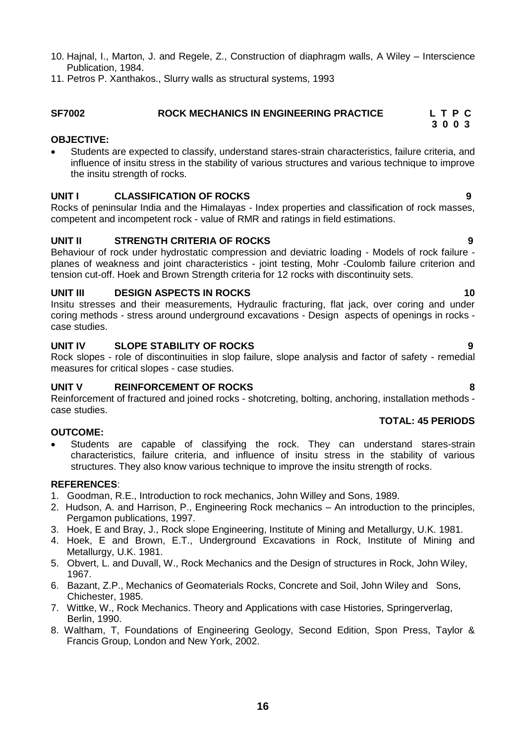10. Hajnal, I., Marton, J. and Regele, Z., Construction of diaphragm walls, A Wiley – Interscience Publication, 1984.
11. Petros P. Xanthakos., Slurry walls as structural systems, 1993

## SF7002 ROCK MECHANICS IN ENGINEERING PRACTICE

**L T P C**
**3 0 0 3**

**OBJECTIVE:**

- Students are expected to classify, understand stares-strain characteristics, failure criteria, and influence of insitu stress in the stability of various structures and various technique to improve the insitu strength of rocks.

### UNIT I CLASSIFICATION OF ROCKS 9

Rocks of peninsular India and the Himalayas - Index properties and classification of rock masses, competent and incompetent rock - value of RMR and ratings in field estimations.

### UNIT II STRENGTH CRITERIA OF ROCKS 9

Behaviour of rock under hydrostatic compression and deviatric loading - Models of rock failure - planes of weakness and joint characteristics - joint testing, Mohr -Coulomb failure criterion and tension cut-off. Hoek and Brown Strength criteria for 12 rocks with discontinuity sets.

### UNIT III DESIGN ASPECTS IN ROCKS 10

Insitu stresses and their measurements, Hydraulic fracturing, flat jack, over coring and under coring methods - stress around underground excavations - Design aspects of openings in rocks - case studies.

### UNIT IV SLOPE STABILITY OF ROCKS 9

Rock slopes - role of discontinuities in slop failure, slope analysis and factor of safety - remedial measures for critical slopes - case studies.

### UNIT V REINFORCEMENT OF ROCKS 8

Reinforcement of fractured and joined rocks - shotcreting, bolting, anchoring, installation methods - case studies.

**TOTAL: 45 PERIODS**

**OUTCOME:**

- Students are capable of classifying the rock. They can understand stares-strain characteristics, failure criteria, and influence of insitu stress in the stability of various structures. They also know various technique to improve the insitu strength of rocks.

**REFERENCES**:

1. Goodman, R.E., Introduction to rock mechanics, John Willey and Sons, 1989.
2. Hudson, A. and Harrison, P., Engineering Rock mechanics – An introduction to the principles, Pergamon publications, 1997.
3. Hoek, E and Bray, J., Rock slope Engineering, Institute of Mining and Metallurgy, U.K. 1981.
4. Hoek, E and Brown, E.T., Underground Excavations in Rock, Institute of Mining and Metallurgy, U.K. 1981.
5. Obvert, L. and Duvall, W., Rock Mechanics and the Design of structures in Rock, John Wiley, 1967.
6. Bazant, Z.P., Mechanics of Geomaterials Rocks, Concrete and Soil, John Wiley and Sons, Chichester, 1985.
7. Wittke, W., Rock Mechanics. Theory and Applications with case Histories, Springerverlag, Berlin, 1990.
8. Waltham, T, Foundations of Engineering Geology, Second Edition, Spon Press, Taylor & Francis Group, London and New York, 2002.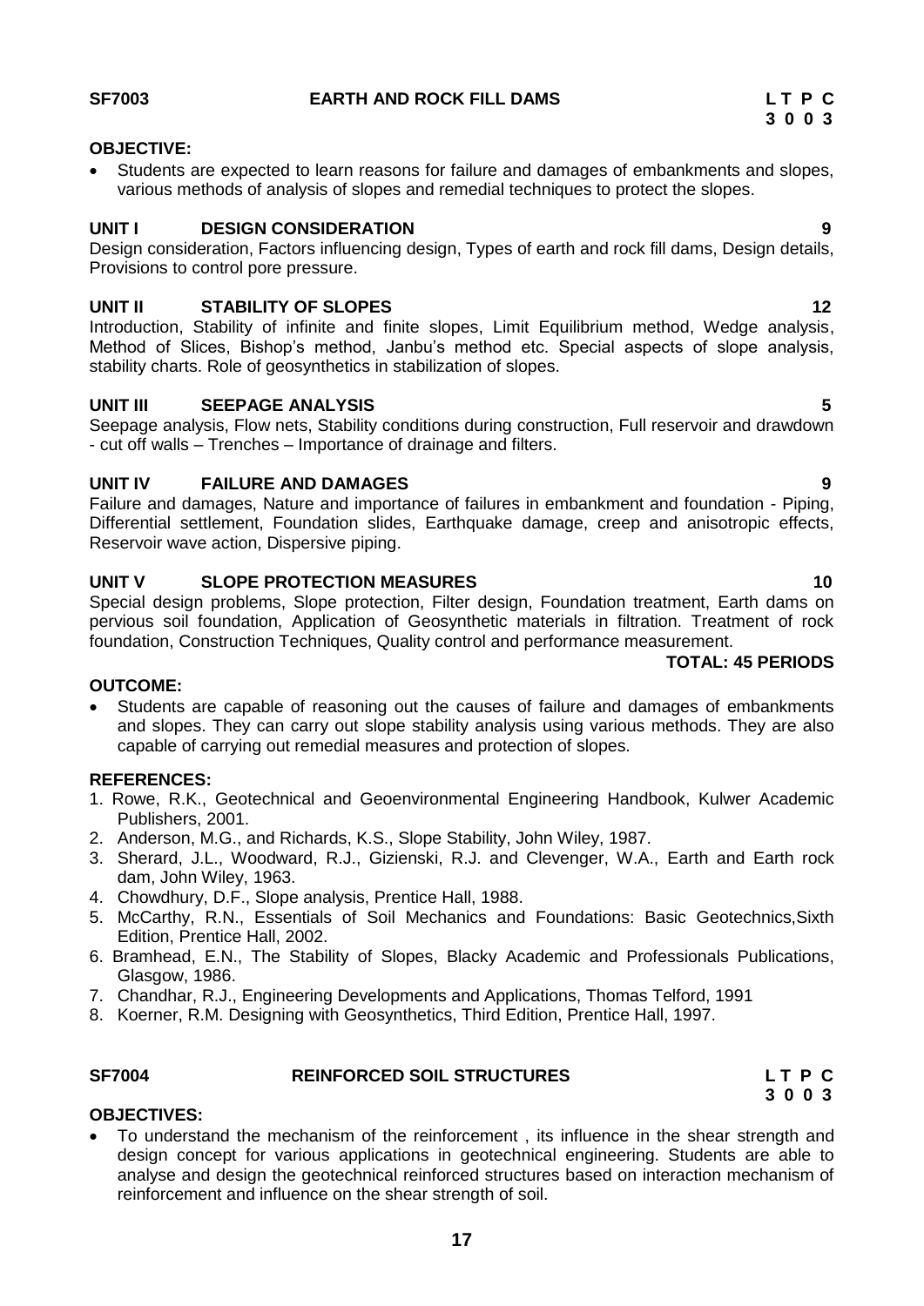## SF7003 EARTH AND ROCK FILL DAMS

**L T P C**
**3 0 0 3**

**OBJECTIVE:**

- Students are expected to learn reasons for failure and damages of embankments and slopes, various methods of analysis of slopes and remedial techniques to protect the slopes.

**UNIT I DESIGN CONSIDERATION 9**

Design consideration, Factors influencing design, Types of earth and rock fill dams, Design details, Provisions to control pore pressure.

**UNIT II STABILITY OF SLOPES 12**

Introduction, Stability of infinite and finite slopes, Limit Equilibrium method, Wedge analysis, Method of Slices, Bishop's method, Janbu's method etc. Special aspects of slope analysis, stability charts. Role of geosynthetics in stabilization of slopes.

**UNIT III SEEPAGE ANALYSIS 5**

Seepage analysis, Flow nets, Stability conditions during construction, Full reservoir and drawdown - cut off walls – Trenches – Importance of drainage and filters.

**UNIT IV FAILURE AND DAMAGES 9**

Failure and damages, Nature and importance of failures in embankment and foundation - Piping, Differential settlement, Foundation slides, Earthquake damage, creep and anisotropic effects, Reservoir wave action, Dispersive piping.

**UNIT V SLOPE PROTECTION MEASURES 10**

Special design problems, Slope protection, Filter design, Foundation treatment, Earth dams on pervious soil foundation, Application of Geosynthetic materials in filtration. Treatment of rock foundation, Construction Techniques, Quality control and performance measurement.

**TOTAL: 45 PERIODS**

**OUTCOME:**

- Students are capable of reasoning out the causes of failure and damages of embankments and slopes. They can carry out slope stability analysis using various methods. They are also capable of carrying out remedial measures and protection of slopes.

**REFERENCES:**

1. Rowe, R.K., Geotechnical and Geoenvironmental Engineering Handbook, Kulwer Academic Publishers, 2001.
2. Anderson, M.G., and Richards, K.S., Slope Stability, John Wiley, 1987.
3. Sherard, J.L., Woodward, R.J., Gizienski, R.J. and Clevenger, W.A., Earth and Earth rock dam, John Wiley, 1963.
4. Chowdhury, D.F., Slope analysis, Prentice Hall, 1988.
5. McCarthy, R.N., Essentials of Soil Mechanics and Foundations: Basic Geotechnics,Sixth Edition, Prentice Hall, 2002.
6. Bramhead, E.N., The Stability of Slopes, Blacky Academic and Professionals Publications, Glasgow, 1986.
7. Chandhar, R.J., Engineering Developments and Applications, Thomas Telford, 1991
8. Koerner, R.M. Designing with Geosynthetics, Third Edition, Prentice Hall, 1997.

## SF7004 REINFORCED SOIL STRUCTURES

**L T P C**
**3 0 0 3**

**OBJECTIVES:**

- To understand the mechanism of the reinforcement , its influence in the shear strength and design concept for various applications in geotechnical engineering. Students are able to analyse and design the geotechnical reinforced structures based on interaction mechanism of reinforcement and influence on the shear strength of soil.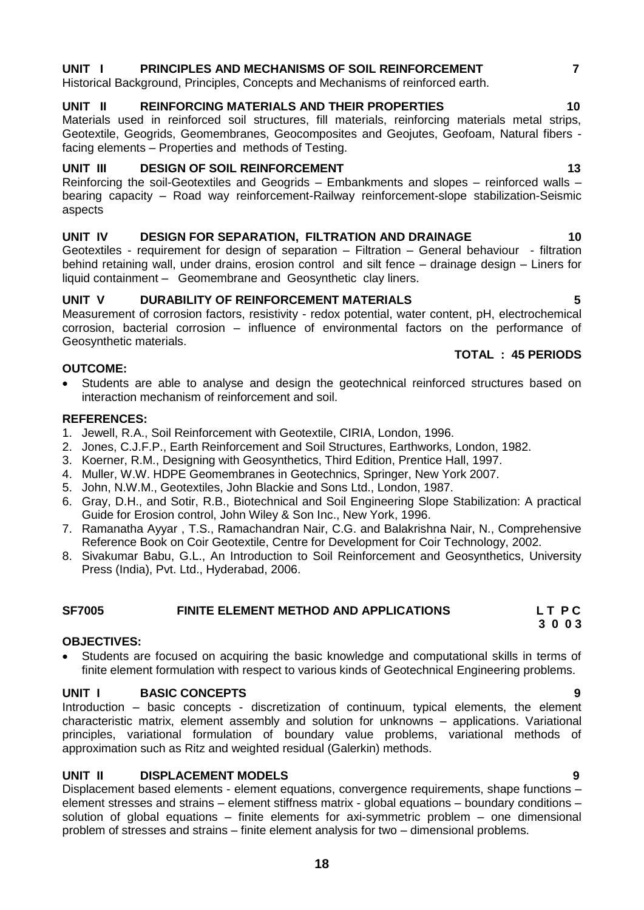**UNIT I PRINCIPLES AND MECHANISMS OF SOIL REINFORCEMENT 7**

Historical Background, Principles, Concepts and Mechanisms of reinforced earth.

**UNIT II REINFORCING MATERIALS AND THEIR PROPERTIES 10**

Materials used in reinforced soil structures, fill materials, reinforcing materials metal strips, Geotextile, Geogrids, Geomembranes, Geocomposites and Geojutes, Geofoam, Natural fibers - facing elements – Properties and methods of Testing.

**UNIT III DESIGN OF SOIL REINFORCEMENT 13**

Reinforcing the soil-Geotextiles and Geogrids – Embankments and slopes – reinforced walls – bearing capacity – Road way reinforcement-Railway reinforcement-slope stabilization-Seismic aspects

**UNIT IV DESIGN FOR SEPARATION, FILTRATION AND DRAINAGE 10**

Geotextiles - requirement for design of separation – Filtration – General behaviour - filtration behind retaining wall, under drains, erosion control and silt fence – drainage design – Liners for liquid containment – Geomembrane and Geosynthetic clay liners.

**UNIT V DURABILITY OF REINFORCEMENT MATERIALS 5**

Measurement of corrosion factors, resistivity - redox potential, water content, pH, electrochemical corrosion, bacterial corrosion – influence of environmental factors on the performance of Geosynthetic materials.

**TOTAL : 45 PERIODS**

**OUTCOME:**

- Students are able to analyse and design the geotechnical reinforced structures based on interaction mechanism of reinforcement and soil.

**REFERENCES:**

1. Jewell, R.A., Soil Reinforcement with Geotextile, CIRIA, London, 1996.
2. Jones, C.J.F.P., Earth Reinforcement and Soil Structures, Earthworks, London, 1982.
3. Koerner, R.M., Designing with Geosynthetics, Third Edition, Prentice Hall, 1997.
4. Muller, W.W. HDPE Geomembranes in Geotechnics, Springer, New York 2007.
5. John, N.W.M., Geotextiles, John Blackie and Sons Ltd., London, 1987.
6. Gray, D.H., and Sotir, R.B., Biotechnical and Soil Engineering Slope Stabilization: A practical Guide for Erosion control, John Wiley & Son Inc., New York, 1996.
7. Ramanatha Ayyar , T.S., Ramachandran Nair, C.G. and Balakrishna Nair, N., Comprehensive Reference Book on Coir Geotextile, Centre for Development for Coir Technology, 2002.
8. Sivakumar Babu, G.L., An Introduction to Soil Reinforcement and Geosynthetics, University Press (India), Pvt. Ltd., Hyderabad, 2006.

## SF7005 FINITE ELEMENT METHOD AND APPLICATIONS

**L T P C**
**3 0 0 3**

**OBJECTIVES:**

- Students are focused on acquiring the basic knowledge and computational skills in terms of finite element formulation with respect to various kinds of Geotechnical Engineering problems.

**UNIT I BASIC CONCEPTS 9**

Introduction – basic concepts - discretization of continuum, typical elements, the element characteristic matrix, element assembly and solution for unknowns – applications. Variational principles, variational formulation of boundary value problems, variational methods of approximation such as Ritz and weighted residual (Galerkin) methods.

**UNIT II DISPLACEMENT MODELS 9**

Displacement based elements - element equations, convergence requirements, shape functions – element stresses and strains – element stiffness matrix - global equations – boundary conditions – solution of global equations – finite elements for axi-symmetric problem – one dimensional problem of stresses and strains – finite element analysis for two – dimensional problems.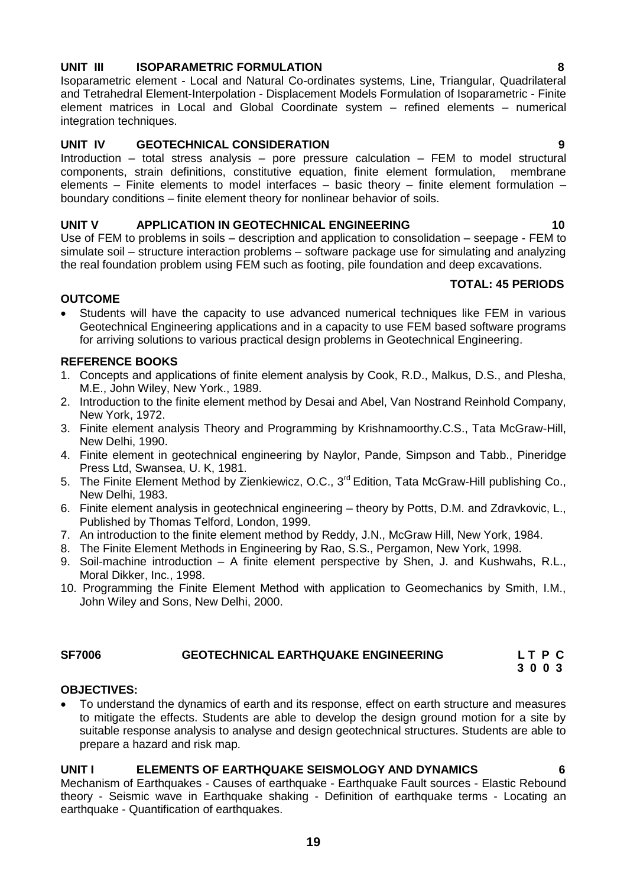### UNIT III ISOPARAMETRIC FORMULATION 8

Isoparametric element - Local and Natural Co-ordinates systems, Line, Triangular, Quadrilateral and Tetrahedral Element-Interpolation - Displacement Models Formulation of Isoparametric - Finite element matrices in Local and Global Coordinate system – refined elements – numerical integration techniques.

### UNIT IV GEOTECHNICAL CONSIDERATION 9

Introduction – total stress analysis – pore pressure calculation – FEM to model structural components, strain definitions, constitutive equation, finite element formulation, membrane elements – Finite elements to model interfaces – basic theory – finite element formulation – boundary conditions – finite element theory for nonlinear behavior of soils.

### UNIT V APPLICATION IN GEOTECHNICAL ENGINEERING 10

Use of FEM to problems in soils – description and application to consolidation – seepage - FEM to simulate soil – structure interaction problems – software package use for simulating and analyzing the real foundation problem using FEM such as footing, pile foundation and deep excavations.

**TOTAL: 45 PERIODS**

### OUTCOME

- Students will have the capacity to use advanced numerical techniques like FEM in various Geotechnical Engineering applications and in a capacity to use FEM based software programs for arriving solutions to various practical design problems in Geotechnical Engineering.

### REFERENCE BOOKS

1. Concepts and applications of finite element analysis by Cook, R.D., Malkus, D.S., and Plesha, M.E., John Wiley, New York., 1989.
2. Introduction to the finite element method by Desai and Abel, Van Nostrand Reinhold Company, New York, 1972.
3. Finite element analysis Theory and Programming by Krishnamoorthy.C.S., Tata McGraw-Hill, New Delhi, 1990.
4. Finite element in geotechnical engineering by Naylor, Pande, Simpson and Tabb., Pineridge Press Ltd, Swansea, U. K, 1981.
5. The Finite Element Method by Zienkiewicz, O.C., 3rd Edition, Tata McGraw-Hill publishing Co., New Delhi, 1983.
6. Finite element analysis in geotechnical engineering – theory by Potts, D.M. and Zdravkovic, L., Published by Thomas Telford, London, 1999.
7. An introduction to the finite element method by Reddy, J.N., McGraw Hill, New York, 1984.
8. The Finite Element Methods in Engineering by Rao, S.S., Pergamon, New York, 1998.
9. Soil-machine introduction – A finite element perspective by Shen, J. and Kushwahs, R.L., Moral Dikker, Inc., 1998.
10. Programming the Finite Element Method with application to Geomechanics by Smith, I.M., John Wiley and Sons, New Delhi, 2000.

## SF7006 GEOTECHNICAL EARTHQUAKE ENGINEERING

| L | T | P | C |
|---|---|---|---|
| 3 | 0 | 0 | 3 |

### OBJECTIVES:

- To understand the dynamics of earth and its response, effect on earth structure and measures to mitigate the effects. Students are able to develop the design ground motion for a site by suitable response analysis to analyse and design geotechnical structures. Students are able to prepare a hazard and risk map.

### UNIT I ELEMENTS OF EARTHQUAKE SEISMOLOGY AND DYNAMICS 6

Mechanism of Earthquakes - Causes of earthquake - Earthquake Fault sources - Elastic Rebound theory - Seismic wave in Earthquake shaking - Definition of earthquake terms - Locating an earthquake - Quantification of earthquakes.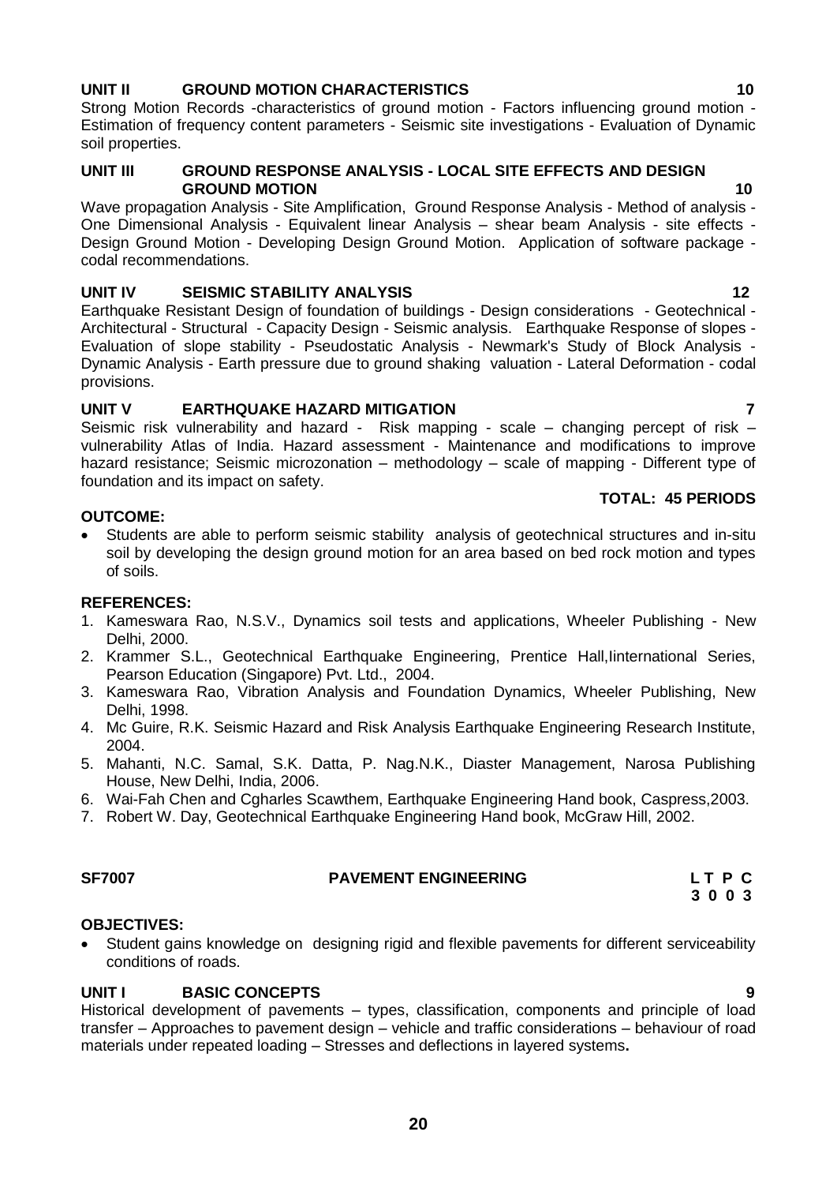**UNIT II GROUND MOTION CHARACTERISTICS 10**

Strong Motion Records -characteristics of ground motion - Factors influencing ground motion - Estimation of frequency content parameters - Seismic site investigations - Evaluation of Dynamic soil properties.

**UNIT III GROUND RESPONSE ANALYSIS - LOCAL SITE EFFECTS AND DESIGN GROUND MOTION 10**

Wave propagation Analysis - Site Amplification, Ground Response Analysis - Method of analysis - One Dimensional Analysis - Equivalent linear Analysis – shear beam Analysis - site effects - Design Ground Motion - Developing Design Ground Motion. Application of software package - codal recommendations.

**UNIT IV SEISMIC STABILITY ANALYSIS 12**

Earthquake Resistant Design of foundation of buildings - Design considerations - Geotechnical - Architectural - Structural - Capacity Design - Seismic analysis. Earthquake Response of slopes - Evaluation of slope stability - Pseudostatic Analysis - Newmark's Study of Block Analysis - Dynamic Analysis - Earth pressure due to ground shaking valuation - Lateral Deformation - codal provisions.

**UNIT V EARTHQUAKE HAZARD MITIGATION 7**

Seismic risk vulnerability and hazard - Risk mapping - scale – changing percept of risk – vulnerability Atlas of India. Hazard assessment - Maintenance and modifications to improve hazard resistance; Seismic microzonation – methodology – scale of mapping - Different type of foundation and its impact on safety.

**TOTAL: 45 PERIODS**

**OUTCOME:**

- Students are able to perform seismic stability analysis of geotechnical structures and in-situ soil by developing the design ground motion for an area based on bed rock motion and types of soils.

**REFERENCES:**

1. Kameswara Rao, N.S.V., Dynamics soil tests and applications, Wheeler Publishing - New Delhi, 2000.
2. Krammer S.L., Geotechnical Earthquake Engineering, Prentice Hall,Iinternational Series, Pearson Education (Singapore) Pvt. Ltd., 2004.
3. Kameswara Rao, Vibration Analysis and Foundation Dynamics, Wheeler Publishing, New Delhi, 1998.
4. Mc Guire, R.K. Seismic Hazard and Risk Analysis Earthquake Engineering Research Institute, 2004.
5. Mahanti, N.C. Samal, S.K. Datta, P. Nag.N.K., Diaster Management, Narosa Publishing House, New Delhi, India, 2006.
6. Wai-Fah Chen and Cgharles Scawthem, Earthquake Engineering Hand book, Caspress,2003.
7. Robert W. Day, Geotechnical Earthquake Engineering Hand book, McGraw Hill, 2002.

**SF7007 PAVEMENT ENGINEERING**

| L | T | P | C |
|---|---|---|---|
| 3 | 0 | 0 | 3 |

**OBJECTIVES:**

- Student gains knowledge on designing rigid and flexible pavements for different serviceability conditions of roads.

**UNIT I BASIC CONCEPTS 9**

Historical development of pavements – types, classification, components and principle of load transfer – Approaches to pavement design – vehicle and traffic considerations – behaviour of road materials under repeated loading – Stresses and deflections in layered systems**.**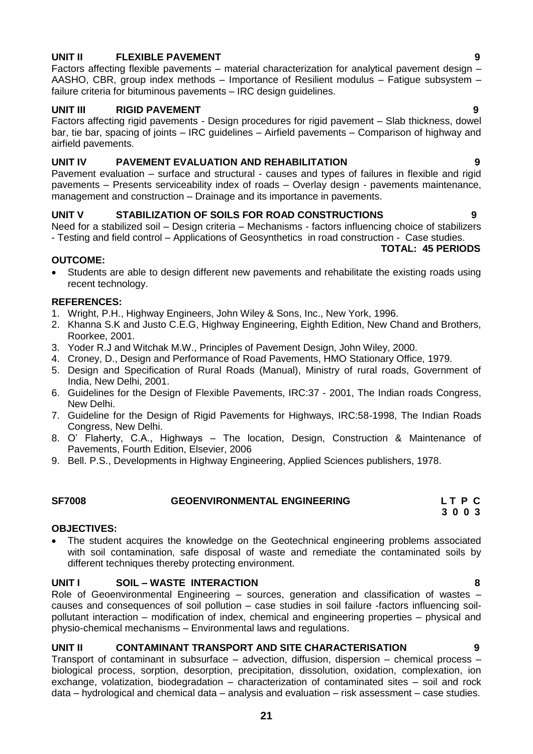**UNIT II FLEXIBLE PAVEMENT 9**

Factors affecting flexible pavements – material characterization for analytical pavement design – AASHO, CBR, group index methods – Importance of Resilient modulus – Fatigue subsystem – failure criteria for bituminous pavements – IRC design guidelines.

**UNIT III RIGID PAVEMENT 9**

Factors affecting rigid pavements - Design procedures for rigid pavement – Slab thickness, dowel bar, tie bar, spacing of joints – IRC guidelines – Airfield pavements – Comparison of highway and airfield pavements.

**UNIT IV PAVEMENT EVALUATION AND REHABILITATION 9**

Pavement evaluation – surface and structural - causes and types of failures in flexible and rigid pavements – Presents serviceability index of roads – Overlay design - pavements maintenance, management and construction – Drainage and its importance in pavements.

**UNIT V STABILIZATION OF SOILS FOR ROAD CONSTRUCTIONS 9**

Need for a stabilized soil – Design criteria – Mechanisms - factors influencing choice of stabilizers - Testing and field control – Applications of Geosynthetics in road construction - Case studies.

**TOTAL: 45 PERIODS**

**OUTCOME:**

- Students are able to design different new pavements and rehabilitate the existing roads using recent technology.

**REFERENCES:**

1. Wright, P.H., Highway Engineers, John Wiley & Sons, Inc., New York, 1996.
2. Khanna S.K and Justo C.E.G, Highway Engineering, Eighth Edition, New Chand and Brothers, Roorkee, 2001.
3. Yoder R.J and Witchak M.W., Principles of Pavement Design, John Wiley, 2000.
4. Croney, D., Design and Performance of Road Pavements, HMO Stationary Office, 1979.
5. Design and Specification of Rural Roads (Manual), Ministry of rural roads, Government of India, New Delhi, 2001.
6. Guidelines for the Design of Flexible Pavements, IRC:37 - 2001, The Indian roads Congress, New Delhi.
7. Guideline for the Design of Rigid Pavements for Highways, IRC:58-1998, The Indian Roads Congress, New Delhi.
8. O' Flaherty, C.A., Highways – The location, Design, Construction & Maintenance of Pavements, Fourth Edition, Elsevier, 2006
9. Bell. P.S., Developments in Highway Engineering, Applied Sciences publishers, 1978.

## SF7008 GEOENVIRONMENTAL ENGINEERING

| L | T | P | C |
|---|---|---|---|
| 3 | 0 | 0 | 3 |

**OBJECTIVES:**

- The student acquires the knowledge on the Geotechnical engineering problems associated with soil contamination, safe disposal of waste and remediate the contaminated soils by different techniques thereby protecting environment.

**UNIT I SOIL – WASTE INTERACTION 8**

Role of Geoenvironmental Engineering – sources, generation and classification of wastes – causes and consequences of soil pollution – case studies in soil failure -factors influencing soil-pollutant interaction – modification of index, chemical and engineering properties – physical and physio-chemical mechanisms – Environmental laws and regulations.

**UNIT II CONTAMINANT TRANSPORT AND SITE CHARACTERISATION 9**

Transport of contaminant in subsurface – advection, diffusion, dispersion – chemical process – biological process, sorption, desorption, precipitation, dissolution, oxidation, complexation, ion exchange, volatization, biodegradation – characterization of contaminated sites – soil and rock data – hydrological and chemical data – analysis and evaluation – risk assessment – case studies.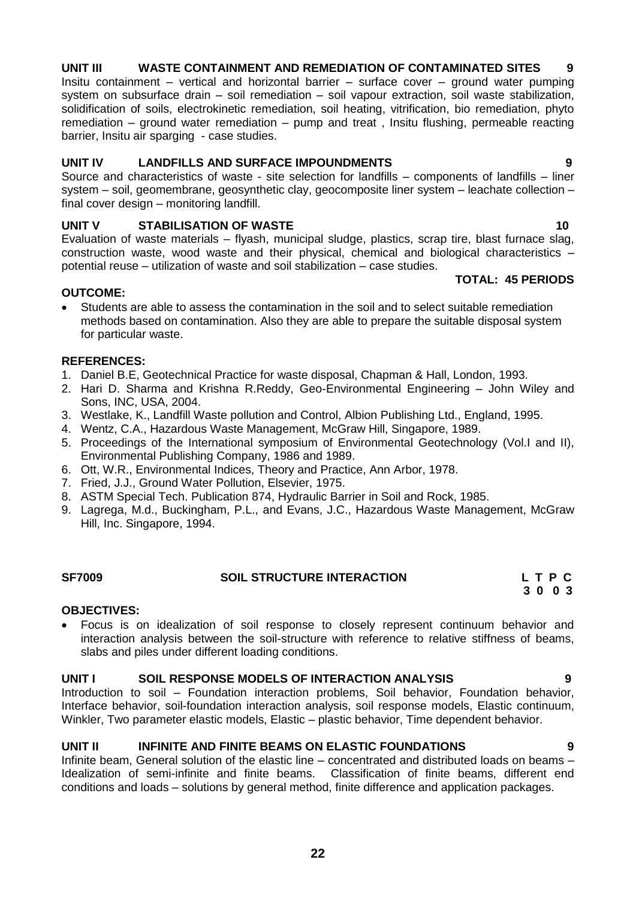### UNIT III WASTE CONTAINMENT AND REMEDIATION OF CONTAMINATED SITES 9

Insitu containment – vertical and horizontal barrier – surface cover – ground water pumping system on subsurface drain – soil remediation – soil vapour extraction, soil waste stabilization, solidification of soils, electrokinetic remediation, soil heating, vitrification, bio remediation, phyto remediation – ground water remediation – pump and treat , Insitu flushing, permeable reacting barrier, Insitu air sparging - case studies.

### UNIT IV LANDFILLS AND SURFACE IMPOUNDMENTS 9

Source and characteristics of waste - site selection for landfills – components of landfills – liner system – soil, geomembrane, geosynthetic clay, geocomposite liner system – leachate collection – final cover design – monitoring landfill.

### UNIT V STABILISATION OF WASTE 10

Evaluation of waste materials – flyash, municipal sludge, plastics, scrap tire, blast furnace slag, construction waste, wood waste and their physical, chemical and biological characteristics – potential reuse – utilization of waste and soil stabilization – case studies.

**TOTAL: 45 PERIODS**

**OUTCOME:**

- Students are able to assess the contamination in the soil and to select suitable remediation methods based on contamination. Also they are able to prepare the suitable disposal system for particular waste.

**REFERENCES:**

1. Daniel B.E, Geotechnical Practice for waste disposal, Chapman & Hall, London, 1993.
2. Hari D. Sharma and Krishna R.Reddy, Geo-Environmental Engineering – John Wiley and Sons, INC, USA, 2004.
3. Westlake, K., Landfill Waste pollution and Control, Albion Publishing Ltd., England, 1995.
4. Wentz, C.A., Hazardous Waste Management, McGraw Hill, Singapore, 1989.
5. Proceedings of the International symposium of Environmental Geotechnology (Vol.I and II), Environmental Publishing Company, 1986 and 1989.
6. Ott, W.R., Environmental Indices, Theory and Practice, Ann Arbor, 1978.
7. Fried, J.J., Ground Water Pollution, Elsevier, 1975.
8. ASTM Special Tech. Publication 874, Hydraulic Barrier in Soil and Rock, 1985.
9. Lagrega, M.d., Buckingham, P.L., and Evans, J.C., Hazardous Waste Management, McGraw Hill, Inc. Singapore, 1994.

## SF7009 SOIL STRUCTURE INTERACTION

| L | T | P | C |
|---|---|---|---|
| 3 | 0 | 0 | 3 |

**OBJECTIVES:**

- Focus is on idealization of soil response to closely represent continuum behavior and interaction analysis between the soil-structure with reference to relative stiffness of beams, slabs and piles under different loading conditions.

### UNIT I SOIL RESPONSE MODELS OF INTERACTION ANALYSIS 9

Introduction to soil – Foundation interaction problems, Soil behavior, Foundation behavior, Interface behavior, soil-foundation interaction analysis, soil response models, Elastic continuum, Winkler, Two parameter elastic models, Elastic – plastic behavior, Time dependent behavior.

### UNIT II INFINITE AND FINITE BEAMS ON ELASTIC FOUNDATIONS 9

Infinite beam, General solution of the elastic line – concentrated and distributed loads on beams – Idealization of semi-infinite and finite beams. Classification of finite beams, different end conditions and loads – solutions by general method, finite difference and application packages.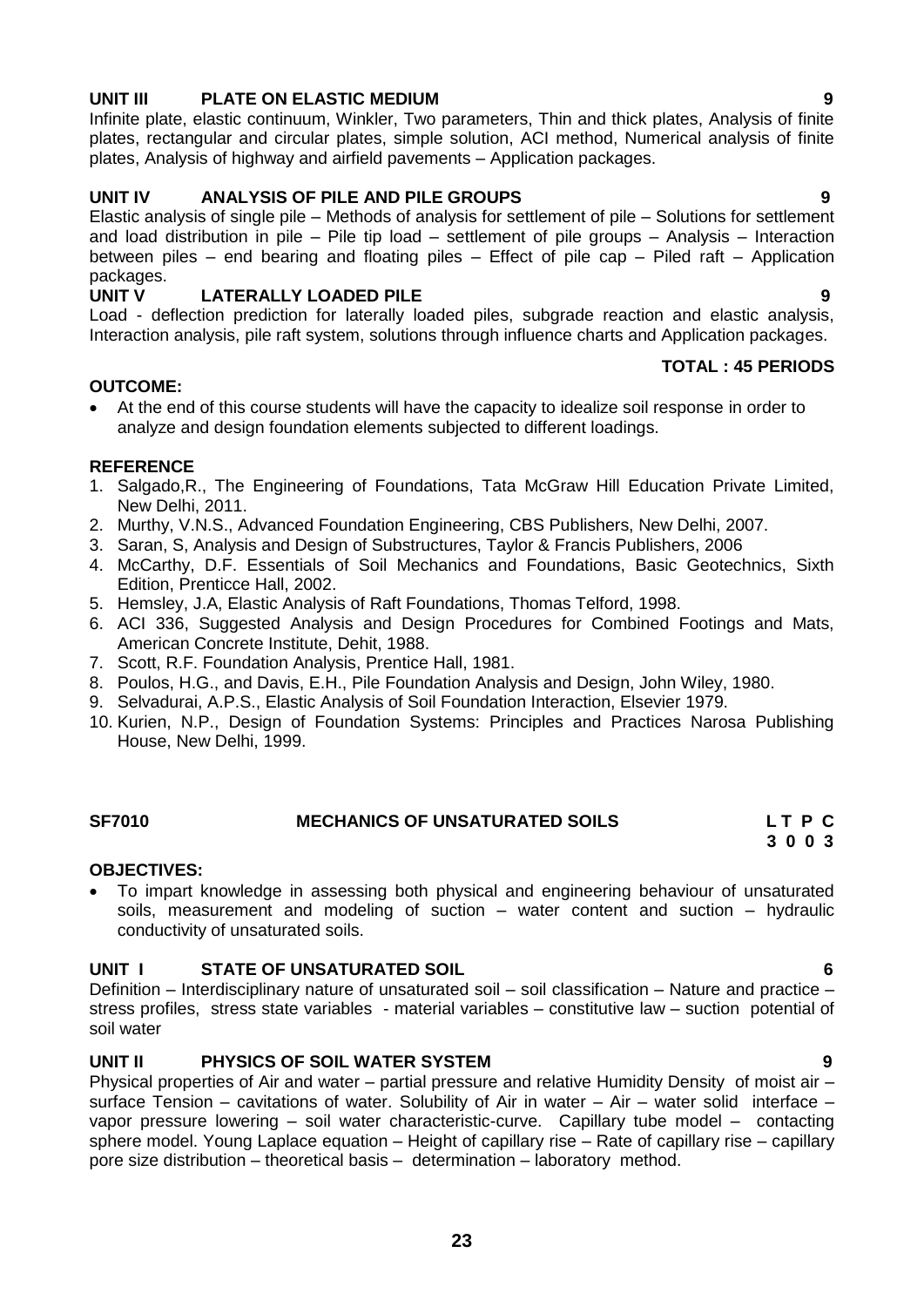### UNIT III PLATE ON ELASTIC MEDIUM 9

Infinite plate, elastic continuum, Winkler, Two parameters, Thin and thick plates, Analysis of finite plates, rectangular and circular plates, simple solution, ACI method, Numerical analysis of finite plates, Analysis of highway and airfield pavements – Application packages.

### UNIT IV ANALYSIS OF PILE AND PILE GROUPS 9

Elastic analysis of single pile – Methods of analysis for settlement of pile – Solutions for settlement and load distribution in pile – Pile tip load – settlement of pile groups – Analysis – Interaction between piles – end bearing and floating piles – Effect of pile cap – Piled raft – Application packages.

### UNIT V LATERALLY LOADED PILE 9

Load - deflection prediction for laterally loaded piles, subgrade reaction and elastic analysis, Interaction analysis, pile raft system, solutions through influence charts and Application packages.

**TOTAL : 45 PERIODS**

**OUTCOME:**

- At the end of this course students will have the capacity to idealize soil response in order to analyze and design foundation elements subjected to different loadings.

**REFERENCE**

1. Salgado,R., The Engineering of Foundations, Tata McGraw Hill Education Private Limited, New Delhi, 2011.
2. Murthy, V.N.S., Advanced Foundation Engineering, CBS Publishers, New Delhi, 2007.
3. Saran, S, Analysis and Design of Substructures, Taylor & Francis Publishers, 2006
4. McCarthy, D.F. Essentials of Soil Mechanics and Foundations, Basic Geotechnics, Sixth Edition, Prenticce Hall, 2002.
5. Hemsley, J.A, Elastic Analysis of Raft Foundations, Thomas Telford, 1998.
6. ACI 336, Suggested Analysis and Design Procedures for Combined Footings and Mats, American Concrete Institute, Dehit, 1988.
7. Scott, R.F. Foundation Analysis, Prentice Hall, 1981.
8. Poulos, H.G., and Davis, E.H., Pile Foundation Analysis and Design, John Wiley, 1980.
9. Selvadurai, A.P.S., Elastic Analysis of Soil Foundation Interaction, Elsevier 1979.
10. Kurien, N.P., Design of Foundation Systems: Principles and Practices Narosa Publishing House, New Delhi, 1999.

## SF7010 MECHANICS OF UNSATURATED SOILS

| L | T | P | C |
|---|---|---|---|
| 3 | 0 | 0 | 3 |

**OBJECTIVES:**

- To impart knowledge in assessing both physical and engineering behaviour of unsaturated soils, measurement and modeling of suction – water content and suction – hydraulic conductivity of unsaturated soils.

### UNIT I STATE OF UNSATURATED SOIL 6

Definition – Interdisciplinary nature of unsaturated soil – soil classification – Nature and practice – stress profiles, stress state variables - material variables – constitutive law – suction potential of soil water

### UNIT II PHYSICS OF SOIL WATER SYSTEM 9

Physical properties of Air and water – partial pressure and relative Humidity Density of moist air – surface Tension – cavitations of water. Solubility of Air in water – Air – water solid interface – vapor pressure lowering – soil water characteristic-curve. Capillary tube model – contacting sphere model. Young Laplace equation – Height of capillary rise – Rate of capillary rise – capillary pore size distribution – theoretical basis – determination – laboratory method.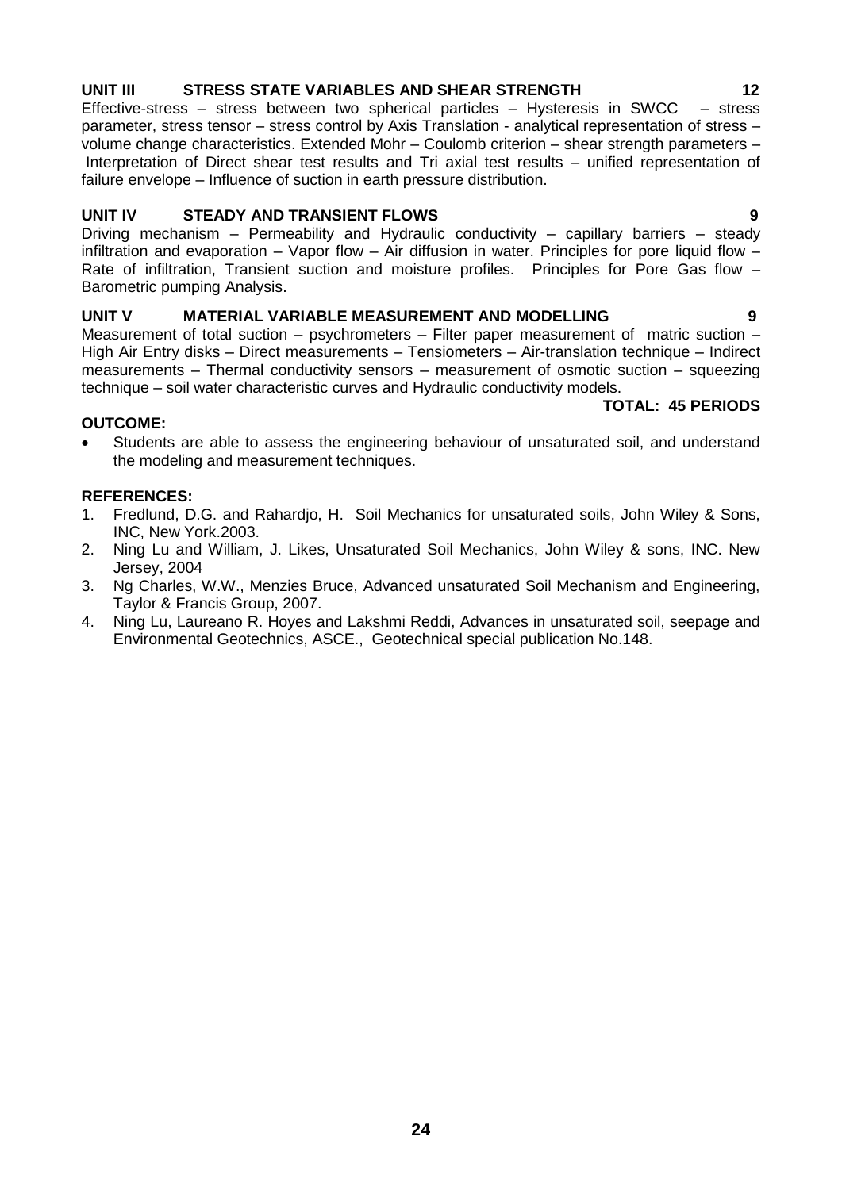**UNIT III STRESS STATE VARIABLES AND SHEAR STRENGTH 12**

Effective-stress – stress between two spherical particles – Hysteresis in SWCC – stress parameter, stress tensor – stress control by Axis Translation - analytical representation of stress – volume change characteristics. Extended Mohr – Coulomb criterion – shear strength parameters – Interpretation of Direct shear test results and Tri axial test results – unified representation of failure envelope – Influence of suction in earth pressure distribution.

**UNIT IV STEADY AND TRANSIENT FLOWS 9**

Driving mechanism – Permeability and Hydraulic conductivity – capillary barriers – steady infiltration and evaporation – Vapor flow – Air diffusion in water. Principles for pore liquid flow – Rate of infiltration, Transient suction and moisture profiles. Principles for Pore Gas flow – Barometric pumping Analysis.

**UNIT V MATERIAL VARIABLE MEASUREMENT AND MODELLING 9**

Measurement of total suction – psychrometers – Filter paper measurement of matric suction – High Air Entry disks – Direct measurements – Tensiometers – Air-translation technique – Indirect measurements – Thermal conductivity sensors – measurement of osmotic suction – squeezing technique – soil water characteristic curves and Hydraulic conductivity models.

**TOTAL: 45 PERIODS**

**OUTCOME:**

- Students are able to assess the engineering behaviour of unsaturated soil, and understand the modeling and measurement techniques.

**REFERENCES:**

1. Fredlund, D.G. and Rahardjo, H. Soil Mechanics for unsaturated soils, John Wiley & Sons, INC, New York.2003.
2. Ning Lu and William, J. Likes, Unsaturated Soil Mechanics, John Wiley & sons, INC. New Jersey, 2004
3. Ng Charles, W.W., Menzies Bruce, Advanced unsaturated Soil Mechanism and Engineering, Taylor & Francis Group, 2007.
4. Ning Lu, Laureano R. Hoyes and Lakshmi Reddi, Advances in unsaturated soil, seepage and Environmental Geotechnics, ASCE., Geotechnical special publication No.148.